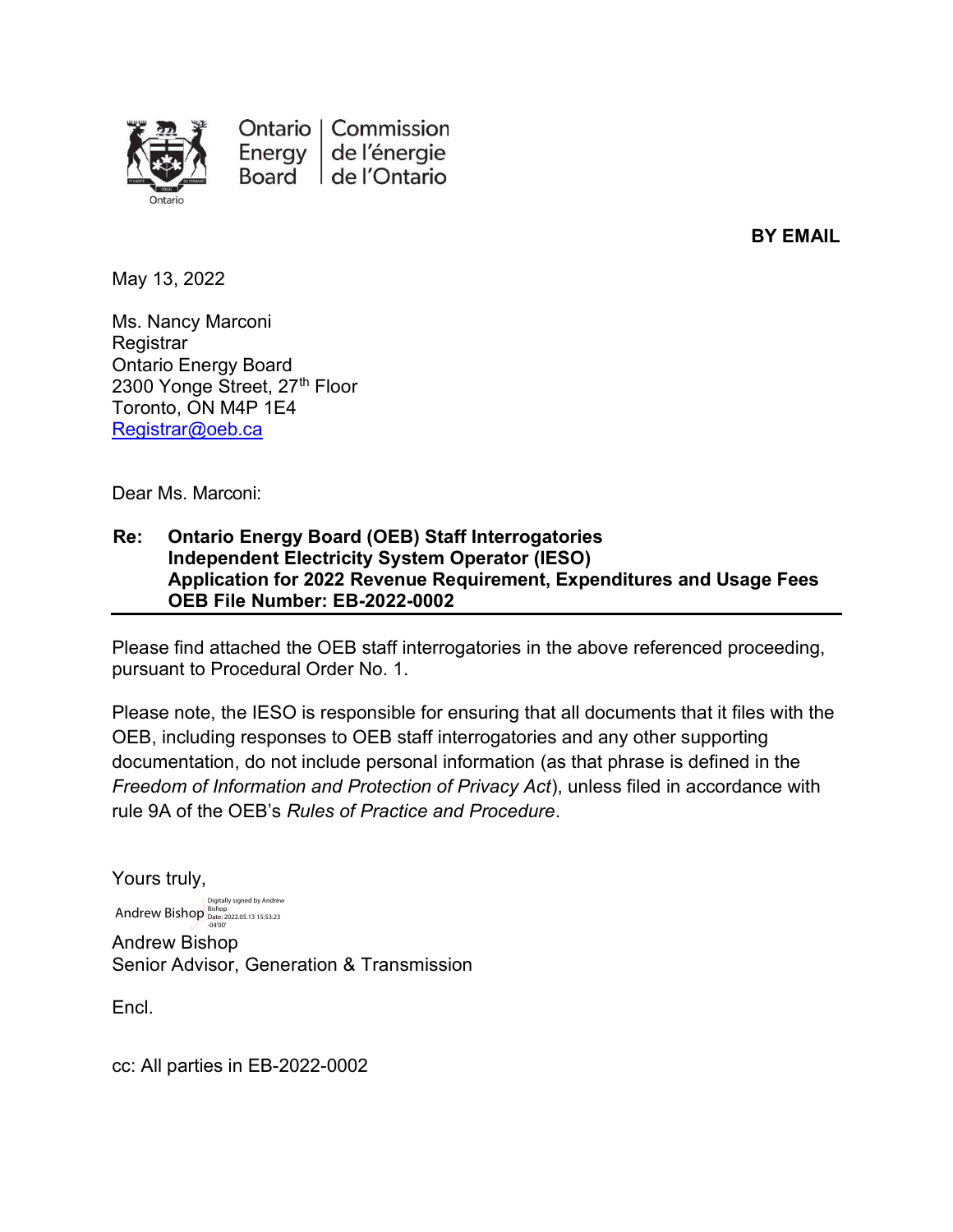Ontario Energy Board | Commission de l'énergie de l'Ontario

**BY EMAIL**

May 13, 2022

Ms. Nancy Marconi  
Registrar  
Ontario Energy Board  
2300 Yonge Street, 27th Floor  
Toronto, ON M4P 1E4  
Registrar@oeb.ca

Dear Ms. Marconi:

**Re: Ontario Energy Board (OEB) Staff Interrogatories**  
**Independent Electricity System Operator (IESO)**  
**Application for 2022 Revenue Requirement, Expenditures and Usage Fees**  
**OEB File Number: EB-2022-0002**

Please find attached the OEB staff interrogatories in the above referenced proceeding, pursuant to Procedural Order No. 1.

Please note, the IESO is responsible for ensuring that all documents that it files with the OEB, including responses to OEB staff interrogatories and any other supporting documentation, do not include personal information (as that phrase is defined in the *Freedom of Information and Protection of Privacy Act*), unless filed in accordance with rule 9A of the OEB's *Rules of Practice and Procedure*.

Yours truly,

Andrew Bishop  
Digitally signed by Andrew Bishop  
Date: 2022.05.13 15:53:23 -04'00'

Andrew Bishop  
Senior Advisor, Generation & Transmission

Encl.

cc: All parties in EB-2022-0002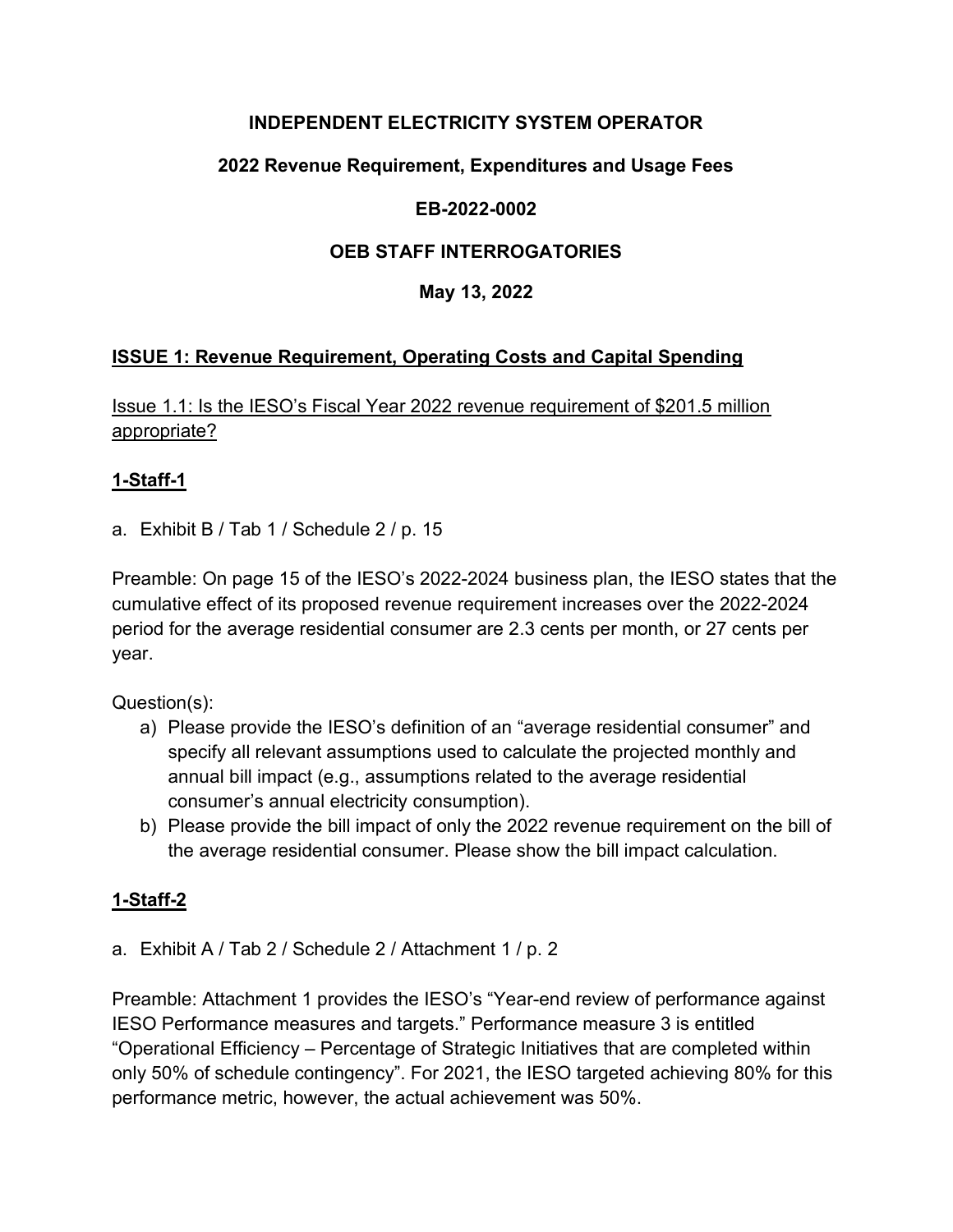**INDEPENDENT ELECTRICITY SYSTEM OPERATOR**

**2022 Revenue Requirement, Expenditures and Usage Fees**

**EB-2022-0002**

**OEB STAFF INTERROGATORIES**

**May 13, 2022**

## ISSUE 1: Revenue Requirement, Operating Costs and Capital Spending

Issue 1.1: Is the IESO's Fiscal Year 2022 revenue requirement of $201.5 million appropriate?

### 1-Staff-1

a. Exhibit B / Tab 1 / Schedule 2 / p. 15

Preamble: On page 15 of the IESO's 2022-2024 business plan, the IESO states that the cumulative effect of its proposed revenue requirement increases over the 2022-2024 period for the average residential consumer are 2.3 cents per month, or 27 cents per year.

Question(s):

a) Please provide the IESO's definition of an "average residential consumer" and specify all relevant assumptions used to calculate the projected monthly and annual bill impact (e.g., assumptions related to the average residential consumer's annual electricity consumption).

b) Please provide the bill impact of only the 2022 revenue requirement on the bill of the average residential consumer. Please show the bill impact calculation.

### 1-Staff-2

a. Exhibit A / Tab 2 / Schedule 2 / Attachment 1 / p. 2

Preamble: Attachment 1 provides the IESO's "Year-end review of performance against IESO Performance measures and targets." Performance measure 3 is entitled "Operational Efficiency – Percentage of Strategic Initiatives that are completed within only 50% of schedule contingency". For 2021, the IESO targeted achieving 80% for this performance metric, however, the actual achievement was 50%.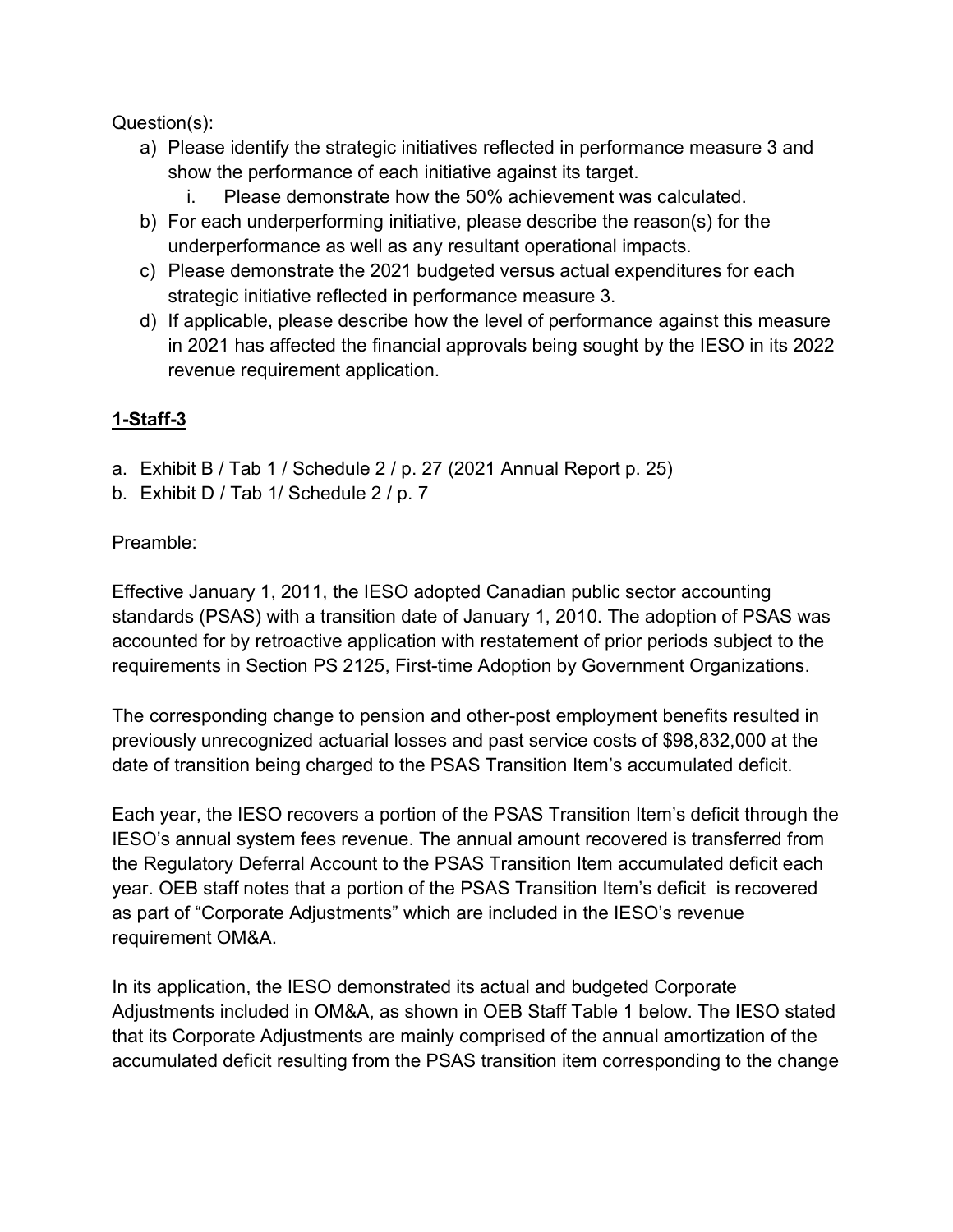Question(s):

a) Please identify the strategic initiatives reflected in performance measure 3 and show the performance of each initiative against its target.
   i. Please demonstrate how the 50% achievement was calculated.
b) For each underperforming initiative, please describe the reason(s) for the underperformance as well as any resultant operational impacts.
c) Please demonstrate the 2021 budgeted versus actual expenditures for each strategic initiative reflected in performance measure 3.
d) If applicable, please describe how the level of performance against this measure in 2021 has affected the financial approvals being sought by the IESO in its 2022 revenue requirement application.

## 1-Staff-3

a. Exhibit B / Tab 1 / Schedule 2 / p. 27 (2021 Annual Report p. 25)
b. Exhibit D / Tab 1/ Schedule 2 / p. 7

Preamble:

Effective January 1, 2011, the IESO adopted Canadian public sector accounting standards (PSAS) with a transition date of January 1, 2010. The adoption of PSAS was accounted for by retroactive application with restatement of prior periods subject to the requirements in Section PS 2125, First-time Adoption by Government Organizations.

The corresponding change to pension and other-post employment benefits resulted in previously unrecognized actuarial losses and past service costs of $98,832,000 at the date of transition being charged to the PSAS Transition Item's accumulated deficit.

Each year, the IESO recovers a portion of the PSAS Transition Item's deficit through the IESO's annual system fees revenue. The annual amount recovered is transferred from the Regulatory Deferral Account to the PSAS Transition Item accumulated deficit each year. OEB staff notes that a portion of the PSAS Transition Item's deficit is recovered as part of "Corporate Adjustments" which are included in the IESO's revenue requirement OM&A.

In its application, the IESO demonstrated its actual and budgeted Corporate Adjustments included in OM&A, as shown in OEB Staff Table 1 below. The IESO stated that its Corporate Adjustments are mainly comprised of the annual amortization of the accumulated deficit resulting from the PSAS transition item corresponding to the change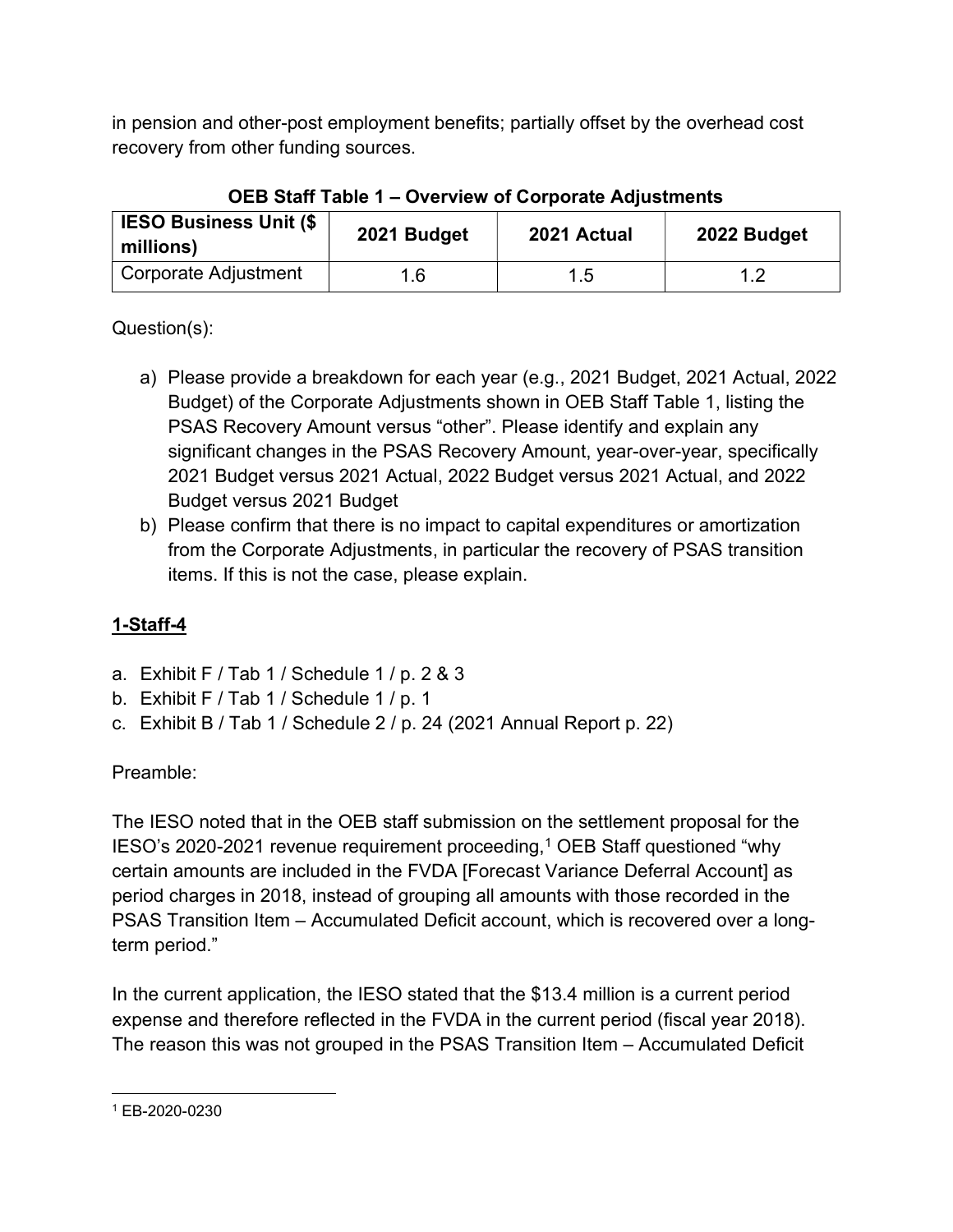in pension and other-post employment benefits; partially offset by the overhead cost recovery from other funding sources.

**OEB Staff Table 1 – Overview of Corporate Adjustments**

| IESO Business Unit ($ millions) | 2021 Budget | 2021 Actual | 2022 Budget |
|---|---|---|---|
| Corporate Adjustment | 1.6 | 1.5 | 1.2 |

Question(s):

a) Please provide a breakdown for each year (e.g., 2021 Budget, 2021 Actual, 2022 Budget) of the Corporate Adjustments shown in OEB Staff Table 1, listing the PSAS Recovery Amount versus "other". Please identify and explain any significant changes in the PSAS Recovery Amount, year-over-year, specifically 2021 Budget versus 2021 Actual, 2022 Budget versus 2021 Actual, and 2022 Budget versus 2021 Budget

b) Please confirm that there is no impact to capital expenditures or amortization from the Corporate Adjustments, in particular the recovery of PSAS transition items. If this is not the case, please explain.

## 1-Staff-4

a. Exhibit F / Tab 1 / Schedule 1 / p. 2 & 3
b. Exhibit F / Tab 1 / Schedule 1 / p. 1
c. Exhibit B / Tab 1 / Schedule 2 / p. 24 (2021 Annual Report p. 22)

Preamble:

The IESO noted that in the OEB staff submission on the settlement proposal for the IESO's 2020-2021 revenue requirement proceeding,[1] OEB Staff questioned "why certain amounts are included in the FVDA [Forecast Variance Deferral Account] as period charges in 2018, instead of grouping all amounts with those recorded in the PSAS Transition Item – Accumulated Deficit account, which is recovered over a long-term period."

In the current application, the IESO stated that the $13.4 million is a current period expense and therefore reflected in the FVDA in the current period (fiscal year 2018). The reason this was not grouped in the PSAS Transition Item – Accumulated Deficit

[1] EB-2020-0230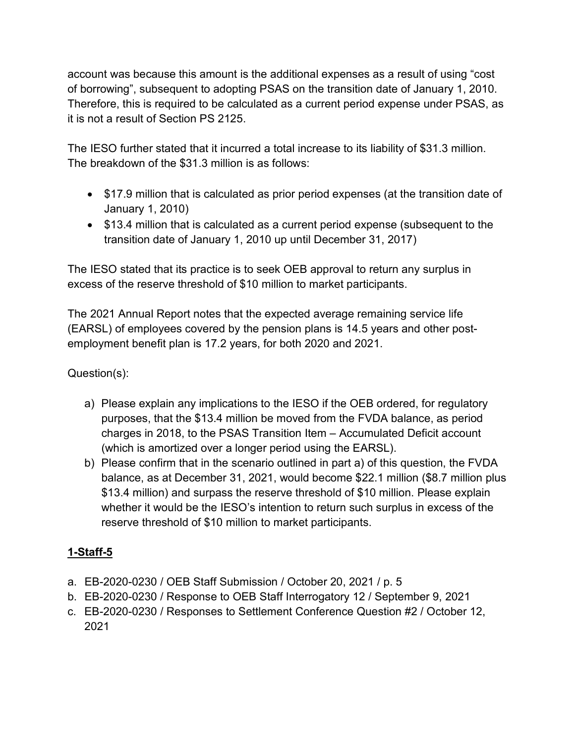account was because this amount is the additional expenses as a result of using "cost of borrowing", subsequent to adopting PSAS on the transition date of January 1, 2010. Therefore, this is required to be calculated as a current period expense under PSAS, as it is not a result of Section PS 2125.

The IESO further stated that it incurred a total increase to its liability of $31.3 million. The breakdown of the $31.3 million is as follows:

- $17.9 million that is calculated as prior period expenses (at the transition date of January 1, 2010)
- $13.4 million that is calculated as a current period expense (subsequent to the transition date of January 1, 2010 up until December 31, 2017)

The IESO stated that its practice is to seek OEB approval to return any surplus in excess of the reserve threshold of $10 million to market participants.

The 2021 Annual Report notes that the expected average remaining service life (EARSL) of employees covered by the pension plans is 14.5 years and other post-employment benefit plan is 17.2 years, for both 2020 and 2021.

Question(s):

a) Please explain any implications to the IESO if the OEB ordered, for regulatory purposes, that the $13.4 million be moved from the FVDA balance, as period charges in 2018, to the PSAS Transition Item – Accumulated Deficit account (which is amortized over a longer period using the EARSL).
b) Please confirm that in the scenario outlined in part a) of this question, the FVDA balance, as at December 31, 2021, would become $22.1 million ($8.7 million plus $13.4 million) and surpass the reserve threshold of $10 million. Please explain whether it would be the IESO's intention to return such surplus in excess of the reserve threshold of $10 million to market participants.

## 1-Staff-5

a. EB-2020-0230 / OEB Staff Submission / October 20, 2021 / p. 5
b. EB-2020-0230 / Response to OEB Staff Interrogatory 12 / September 9, 2021
c. EB-2020-0230 / Responses to Settlement Conference Question #2 / October 12, 2021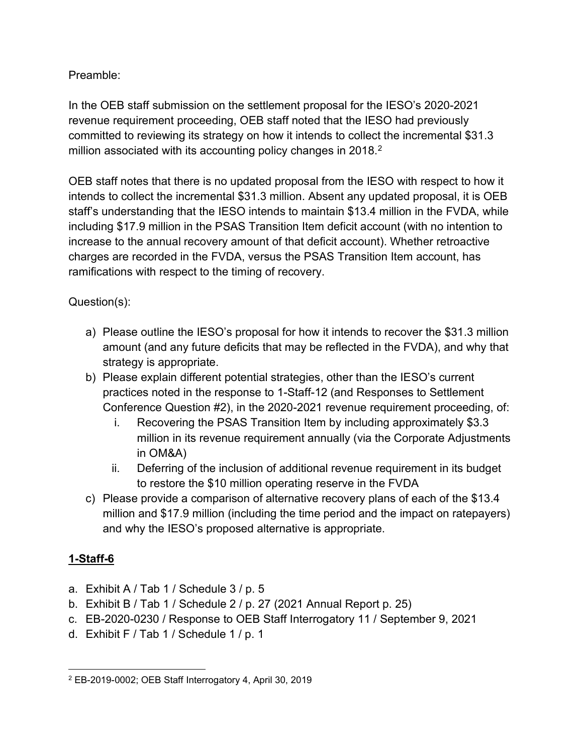Preamble:

In the OEB staff submission on the settlement proposal for the IESO's 2020-2021 revenue requirement proceeding, OEB staff noted that the IESO had previously committed to reviewing its strategy on how it intends to collect the incremental $31.3 million associated with its accounting policy changes in 2018.[2]

OEB staff notes that there is no updated proposal from the IESO with respect to how it intends to collect the incremental $31.3 million. Absent any updated proposal, it is OEB staff's understanding that the IESO intends to maintain $13.4 million in the FVDA, while including $17.9 million in the PSAS Transition Item deficit account (with no intention to increase to the annual recovery amount of that deficit account). Whether retroactive charges are recorded in the FVDA, versus the PSAS Transition Item account, has ramifications with respect to the timing of recovery.

Question(s):

a) Please outline the IESO's proposal for how it intends to recover the $31.3 million amount (and any future deficits that may be reflected in the FVDA), and why that strategy is appropriate.
b) Please explain different potential strategies, other than the IESO's current practices noted in the response to 1-Staff-12 (and Responses to Settlement Conference Question #2), in the 2020-2021 revenue requirement proceeding, of:
    i. Recovering the PSAS Transition Item by including approximately $3.3 million in its revenue requirement annually (via the Corporate Adjustments in OM&A)
    ii. Deferring of the inclusion of additional revenue requirement in its budget to restore the $10 million operating reserve in the FVDA
c) Please provide a comparison of alternative recovery plans of each of the $13.4 million and $17.9 million (including the time period and the impact on ratepayers) and why the IESO's proposed alternative is appropriate.

## 1-Staff-6

a. Exhibit A / Tab 1 / Schedule 3 / p. 5
b. Exhibit B / Tab 1 / Schedule 2 / p. 27 (2021 Annual Report p. 25)
c. EB-2020-0230 / Response to OEB Staff Interrogatory 11 / September 9, 2021
d. Exhibit F / Tab 1 / Schedule 1 / p. 1

[2] EB-2019-0002; OEB Staff Interrogatory 4, April 30, 2019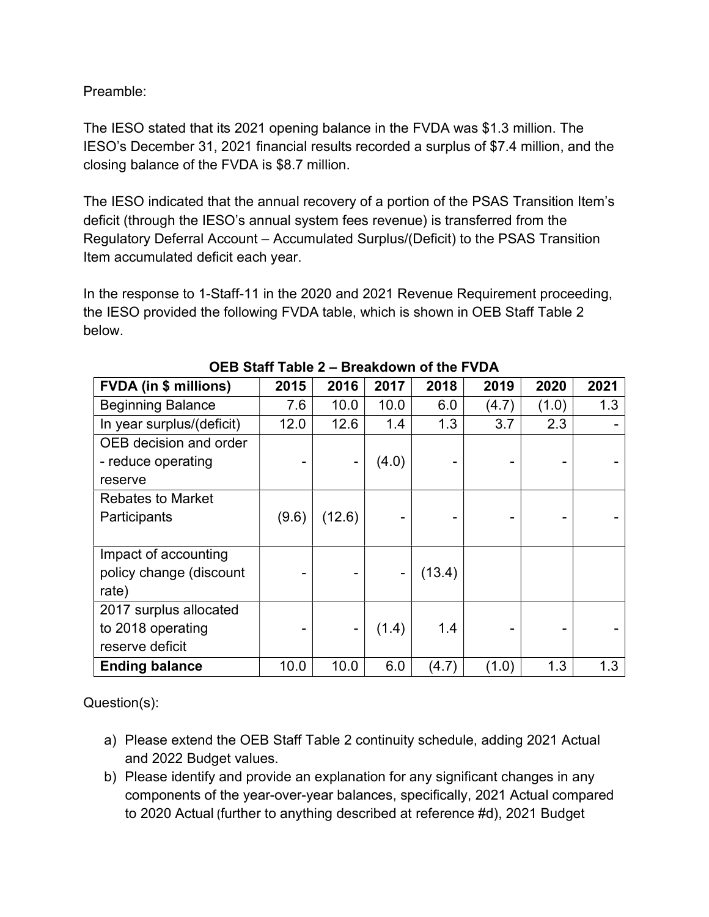Preamble:

The IESO stated that its 2021 opening balance in the FVDA was $1.3 million. The IESO's December 31, 2021 financial results recorded a surplus of $7.4 million, and the closing balance of the FVDA is $8.7 million.

The IESO indicated that the annual recovery of a portion of the PSAS Transition Item's deficit (through the IESO's annual system fees revenue) is transferred from the Regulatory Deferral Account – Accumulated Surplus/(Deficit) to the PSAS Transition Item accumulated deficit each year.

In the response to 1-Staff-11 in the 2020 and 2021 Revenue Requirement proceeding, the IESO provided the following FVDA table, which is shown in OEB Staff Table 2 below.

**OEB Staff Table 2 – Breakdown of the FVDA**

| FVDA (in $ millions) | 2015 | 2016 | 2017 | 2018 | 2019 | 2020 | 2021 |
|---|---|---|---|---|---|---|---|
| Beginning Balance | 7.6 | 10.0 | 10.0 | 6.0 | (4.7) | (1.0) | 1.3 |
| In year surplus/(deficit) | 12.0 | 12.6 | 1.4 | 1.3 | 3.7 | 2.3 | - |
| OEB decision and order - reduce operating reserve | - | - | (4.0) | - | - | - | - |
| Rebates to Market Participants | (9.6) | (12.6) | - | - | - | - | - |
| Impact of accounting policy change (discount rate) | - | - | - | (13.4) | | | |
| 2017 surplus allocated to 2018 operating reserve deficit | - | - | (1.4) | 1.4 | - | - | - |
| **Ending balance** | 10.0 | 10.0 | 6.0 | (4.7) | (1.0) | 1.3 | 1.3 |

Question(s):

a) Please extend the OEB Staff Table 2 continuity schedule, adding 2021 Actual and 2022 Budget values.
b) Please identify and provide an explanation for any significant changes in any components of the year-over-year balances, specifically, 2021 Actual compared to 2020 Actual (further to anything described at reference #d), 2021 Budget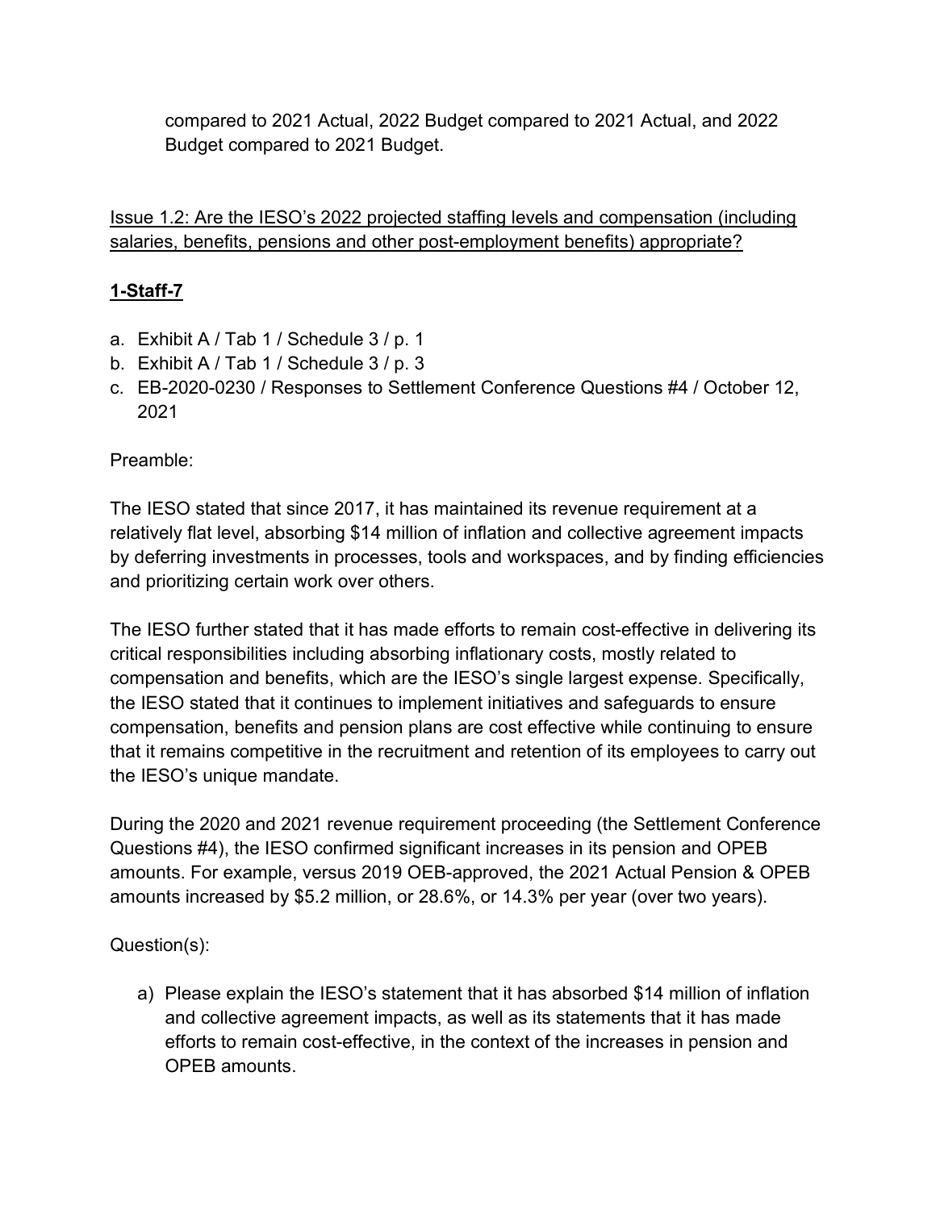compared to 2021 Actual, 2022 Budget compared to 2021 Actual, and 2022 Budget compared to 2021 Budget.

<u>Issue 1.2: Are the IESO's 2022 projected staffing levels and compensation (including salaries, benefits, pensions and other post-employment benefits) appropriate?</u>

## 1-Staff-7

a. Exhibit A / Tab 1 / Schedule 3 / p. 1
b. Exhibit A / Tab 1 / Schedule 3 / p. 3
c. EB-2020-0230 / Responses to Settlement Conference Questions #4 / October 12, 2021

Preamble:

The IESO stated that since 2017, it has maintained its revenue requirement at a relatively flat level, absorbing $14 million of inflation and collective agreement impacts by deferring investments in processes, tools and workspaces, and by finding efficiencies and prioritizing certain work over others.

The IESO further stated that it has made efforts to remain cost-effective in delivering its critical responsibilities including absorbing inflationary costs, mostly related to compensation and benefits, which are the IESO's single largest expense. Specifically, the IESO stated that it continues to implement initiatives and safeguards to ensure compensation, benefits and pension plans are cost effective while continuing to ensure that it remains competitive in the recruitment and retention of its employees to carry out the IESO's unique mandate.

During the 2020 and 2021 revenue requirement proceeding (the Settlement Conference Questions #4), the IESO confirmed significant increases in its pension and OPEB amounts. For example, versus 2019 OEB-approved, the 2021 Actual Pension & OPEB amounts increased by $5.2 million, or 28.6%, or 14.3% per year (over two years).

Question(s):

a) Please explain the IESO's statement that it has absorbed $14 million of inflation and collective agreement impacts, as well as its statements that it has made efforts to remain cost-effective, in the context of the increases in pension and OPEB amounts.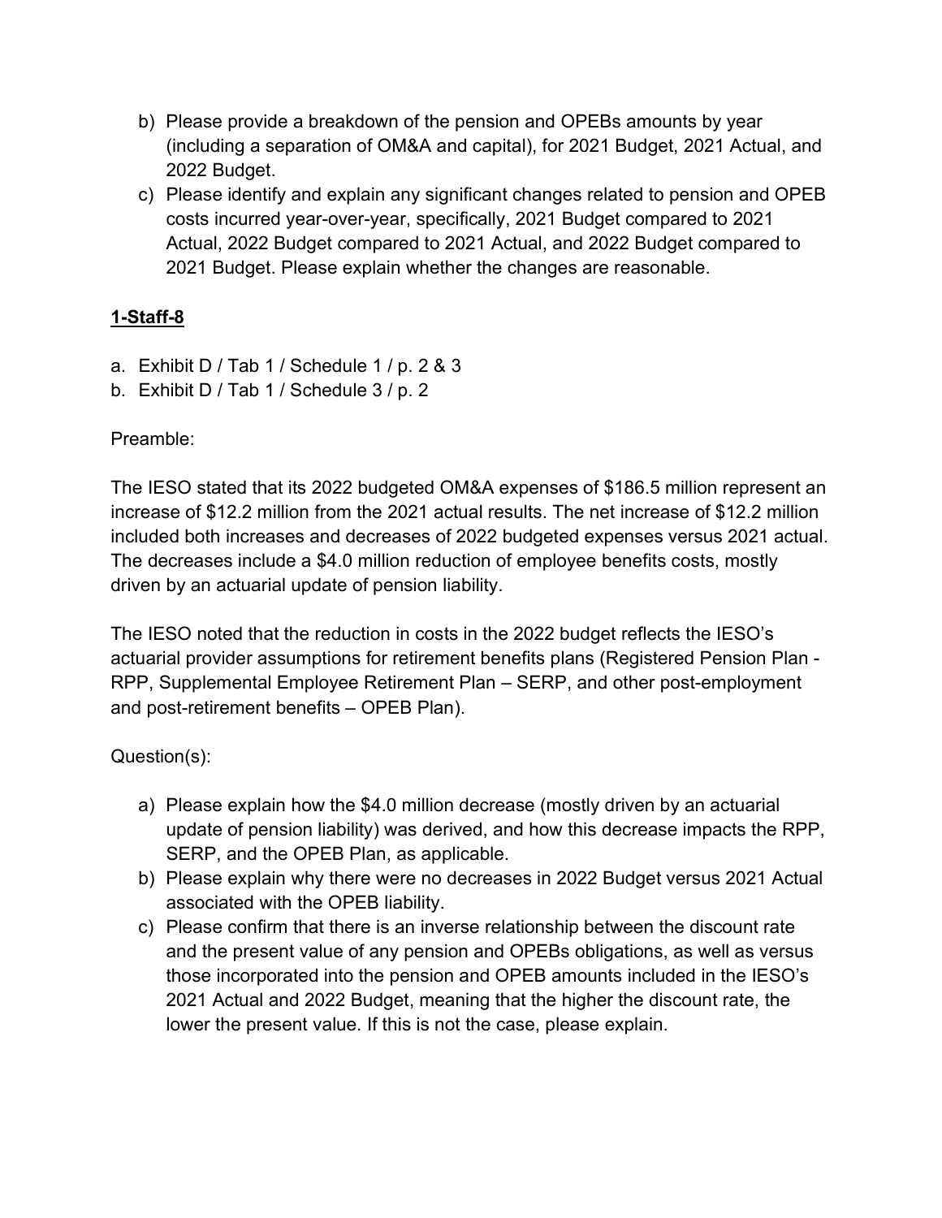b) Please provide a breakdown of the pension and OPEBs amounts by year (including a separation of OM&A and capital), for 2021 Budget, 2021 Actual, and 2022 Budget.
c) Please identify and explain any significant changes related to pension and OPEB costs incurred year-over-year, specifically, 2021 Budget compared to 2021 Actual, 2022 Budget compared to 2021 Actual, and 2022 Budget compared to 2021 Budget. Please explain whether the changes are reasonable.

## 1-Staff-8

a. Exhibit D / Tab 1 / Schedule 1 / p. 2 & 3
b. Exhibit D / Tab 1 / Schedule 3 / p. 2

Preamble:

The IESO stated that its 2022 budgeted OM&A expenses of $186.5 million represent an increase of $12.2 million from the 2021 actual results. The net increase of $12.2 million included both increases and decreases of 2022 budgeted expenses versus 2021 actual. The decreases include a $4.0 million reduction of employee benefits costs, mostly driven by an actuarial update of pension liability.

The IESO noted that the reduction in costs in the 2022 budget reflects the IESO's actuarial provider assumptions for retirement benefits plans (Registered Pension Plan - RPP, Supplemental Employee Retirement Plan – SERP, and other post-employment and post-retirement benefits – OPEB Plan).

Question(s):

a) Please explain how the $4.0 million decrease (mostly driven by an actuarial update of pension liability) was derived, and how this decrease impacts the RPP, SERP, and the OPEB Plan, as applicable.
b) Please explain why there were no decreases in 2022 Budget versus 2021 Actual associated with the OPEB liability.
c) Please confirm that there is an inverse relationship between the discount rate and the present value of any pension and OPEBs obligations, as well as versus those incorporated into the pension and OPEB amounts included in the IESO's 2021 Actual and 2022 Budget, meaning that the higher the discount rate, the lower the present value. If this is not the case, please explain.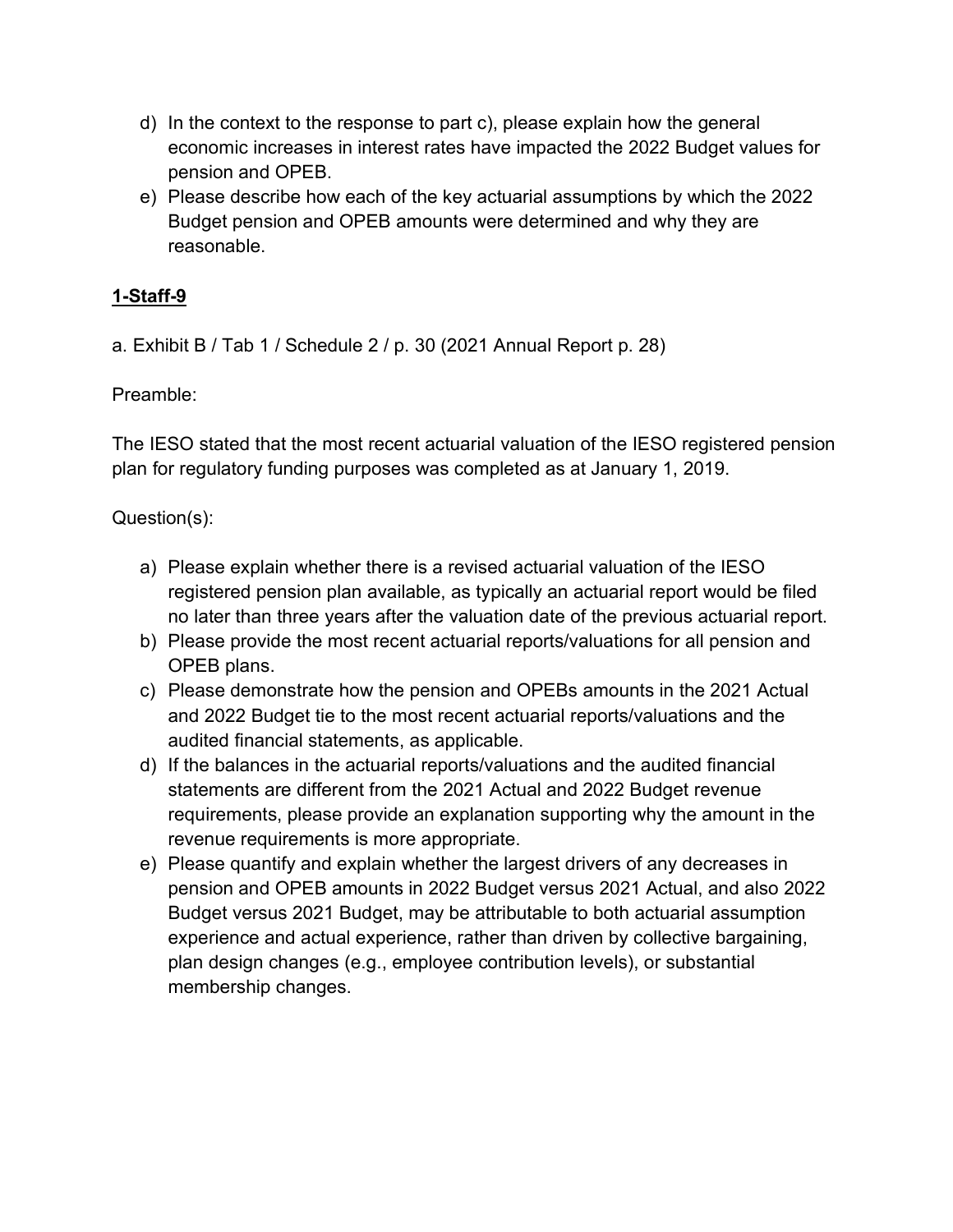d) In the context to the response to part c), please explain how the general economic increases in interest rates have impacted the 2022 Budget values for pension and OPEB.
e) Please describe how each of the key actuarial assumptions by which the 2022 Budget pension and OPEB amounts were determined and why they are reasonable.

**1-Staff-9**

a. Exhibit B / Tab 1 / Schedule 2 / p. 30 (2021 Annual Report p. 28)

Preamble:

The IESO stated that the most recent actuarial valuation of the IESO registered pension plan for regulatory funding purposes was completed as at January 1, 2019.

Question(s):

a) Please explain whether there is a revised actuarial valuation of the IESO registered pension plan available, as typically an actuarial report would be filed no later than three years after the valuation date of the previous actuarial report.
b) Please provide the most recent actuarial reports/valuations for all pension and OPEB plans.
c) Please demonstrate how the pension and OPEBs amounts in the 2021 Actual and 2022 Budget tie to the most recent actuarial reports/valuations and the audited financial statements, as applicable.
d) If the balances in the actuarial reports/valuations and the audited financial statements are different from the 2021 Actual and 2022 Budget revenue requirements, please provide an explanation supporting why the amount in the revenue requirements is more appropriate.
e) Please quantify and explain whether the largest drivers of any decreases in pension and OPEB amounts in 2022 Budget versus 2021 Actual, and also 2022 Budget versus 2021 Budget, may be attributable to both actuarial assumption experience and actual experience, rather than driven by collective bargaining, plan design changes (e.g., employee contribution levels), or substantial membership changes.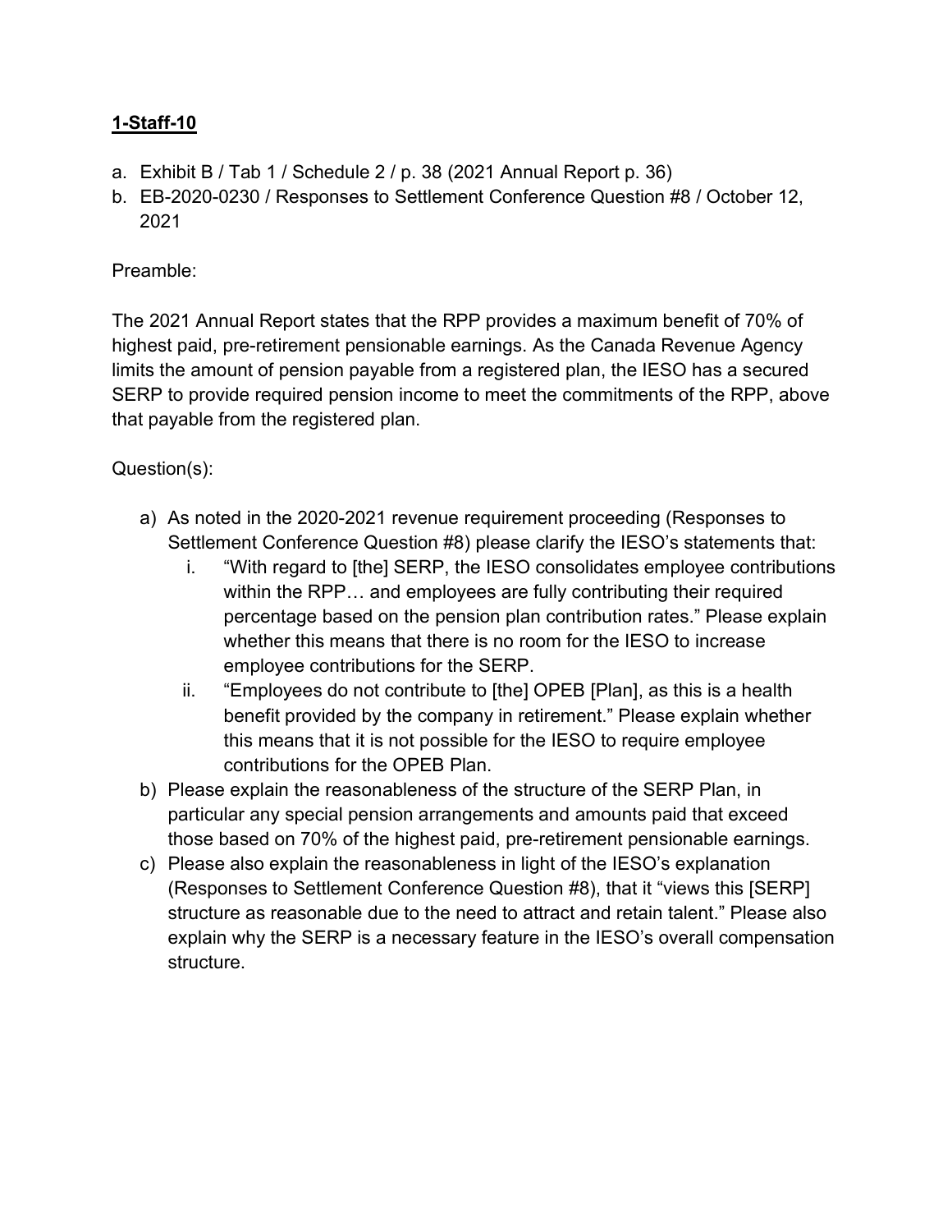**1-Staff-10**

a. Exhibit B / Tab 1 / Schedule 2 / p. 38 (2021 Annual Report p. 36)
b. EB-2020-0230 / Responses to Settlement Conference Question #8 / October 12, 2021

Preamble:

The 2021 Annual Report states that the RPP provides a maximum benefit of 70% of highest paid, pre-retirement pensionable earnings. As the Canada Revenue Agency limits the amount of pension payable from a registered plan, the IESO has a secured SERP to provide required pension income to meet the commitments of the RPP, above that payable from the registered plan.

Question(s):

a) As noted in the 2020-2021 revenue requirement proceeding (Responses to Settlement Conference Question #8) please clarify the IESO's statements that:
   i. "With regard to [the] SERP, the IESO consolidates employee contributions within the RPP… and employees are fully contributing their required percentage based on the pension plan contribution rates." Please explain whether this means that there is no room for the IESO to increase employee contributions for the SERP.
   ii. "Employees do not contribute to [the] OPEB [Plan], as this is a health benefit provided by the company in retirement." Please explain whether this means that it is not possible for the IESO to require employee contributions for the OPEB Plan.
b) Please explain the reasonableness of the structure of the SERP Plan, in particular any special pension arrangements and amounts paid that exceed those based on 70% of the highest paid, pre-retirement pensionable earnings.
c) Please also explain the reasonableness in light of the IESO's explanation (Responses to Settlement Conference Question #8), that it "views this [SERP] structure as reasonable due to the need to attract and retain talent." Please also explain why the SERP is a necessary feature in the IESO's overall compensation structure.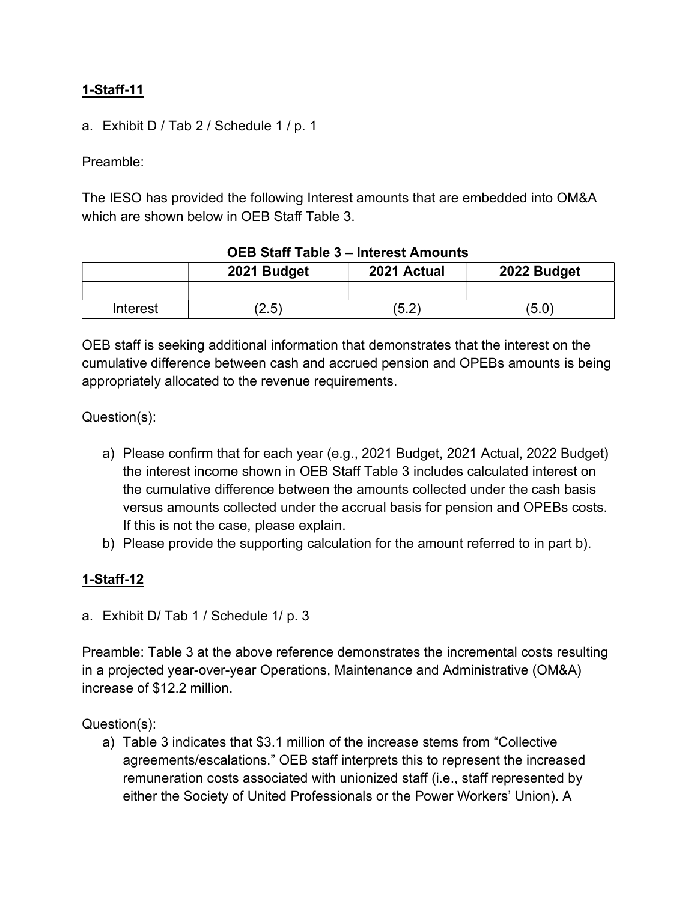## 1-Staff-11

a. Exhibit D / Tab 2 / Schedule 1 / p. 1

Preamble:

The IESO has provided the following Interest amounts that are embedded into OM&A which are shown below in OEB Staff Table 3.

**OEB Staff Table 3 – Interest Amounts**

| | 2021 Budget | 2021 Actual | 2022 Budget |
|---|---|---|---|
| | | | |
| Interest | (2.5) | (5.2) | (5.0) |

OEB staff is seeking additional information that demonstrates that the interest on the cumulative difference between cash and accrued pension and OPEBs amounts is being appropriately allocated to the revenue requirements.

Question(s):

a) Please confirm that for each year (e.g., 2021 Budget, 2021 Actual, 2022 Budget) the interest income shown in OEB Staff Table 3 includes calculated interest on the cumulative difference between the amounts collected under the cash basis versus amounts collected under the accrual basis for pension and OPEBs costs. If this is not the case, please explain.
b) Please provide the supporting calculation for the amount referred to in part b).

## 1-Staff-12

a. Exhibit D/ Tab 1 / Schedule 1/ p. 3

Preamble: Table 3 at the above reference demonstrates the incremental costs resulting in a projected year-over-year Operations, Maintenance and Administrative (OM&A) increase of $12.2 million.

Question(s):

a) Table 3 indicates that $3.1 million of the increase stems from "Collective agreements/escalations." OEB staff interprets this to represent the increased remuneration costs associated with unionized staff (i.e., staff represented by either the Society of United Professionals or the Power Workers' Union). A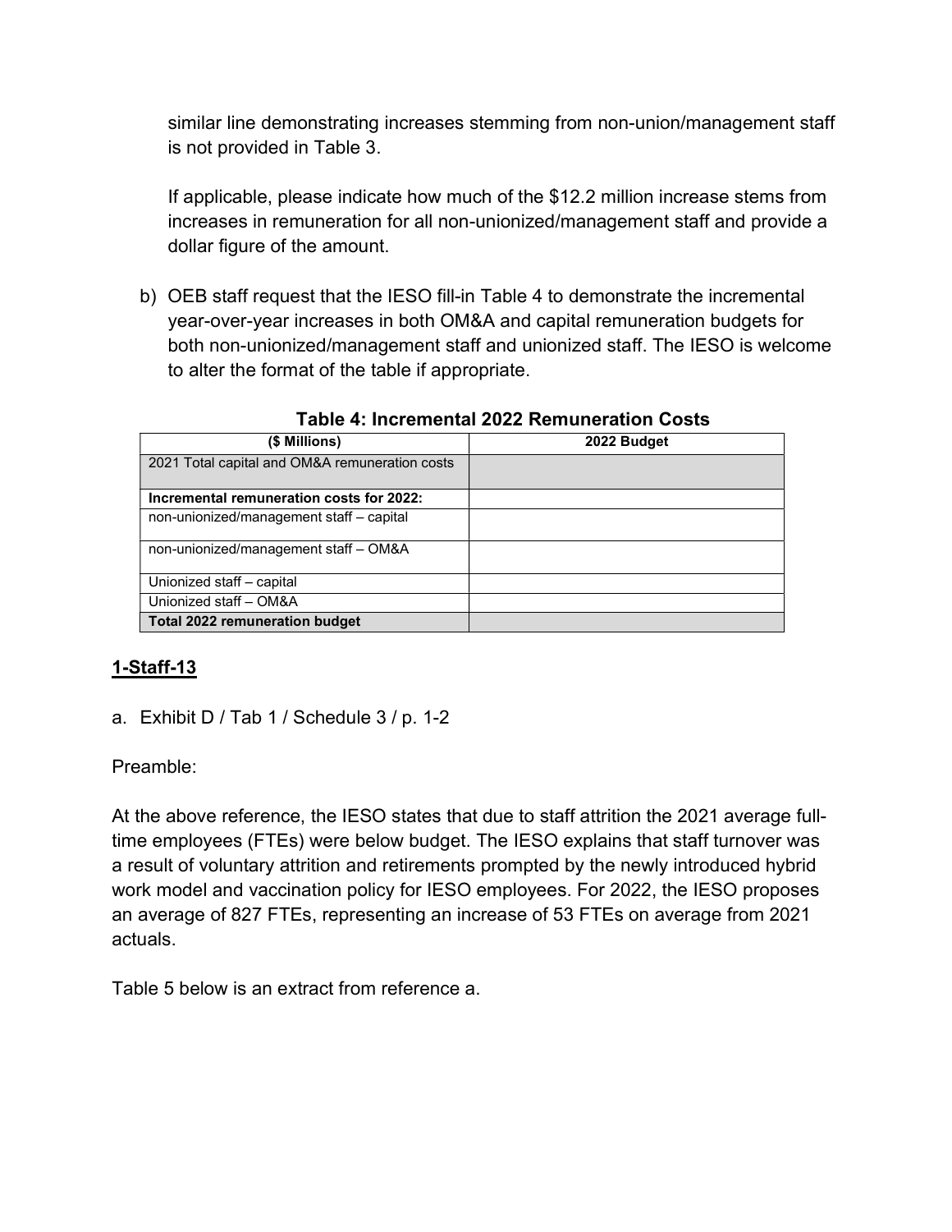similar line demonstrating increases stemming from non-union/management staff is not provided in Table 3.

If applicable, please indicate how much of the $12.2 million increase stems from increases in remuneration for all non-unionized/management staff and provide a dollar figure of the amount.

b) OEB staff request that the IESO fill-in Table 4 to demonstrate the incremental year-over-year increases in both OM&A and capital remuneration budgets for both non-unionized/management staff and unionized staff. The IESO is welcome to alter the format of the table if appropriate.

**Table 4: Incremental 2022 Remuneration Costs**

| ($ Millions) | 2022 Budget |
|---|---|
| 2021 Total capital and OM&A remuneration costs | |
| **Incremental remuneration costs for 2022:** | |
| non-unionized/management staff – capital | |
| non-unionized/management staff – OM&A | |
| Unionized staff – capital | |
| Unionized staff – OM&A | |
| **Total 2022 remuneration budget** | |

## 1-Staff-13

a. Exhibit D / Tab 1 / Schedule 3 / p. 1-2

Preamble:

At the above reference, the IESO states that due to staff attrition the 2021 average full-time employees (FTEs) were below budget. The IESO explains that staff turnover was a result of voluntary attrition and retirements prompted by the newly introduced hybrid work model and vaccination policy for IESO employees. For 2022, the IESO proposes an average of 827 FTEs, representing an increase of 53 FTEs on average from 2021 actuals.

Table 5 below is an extract from reference a.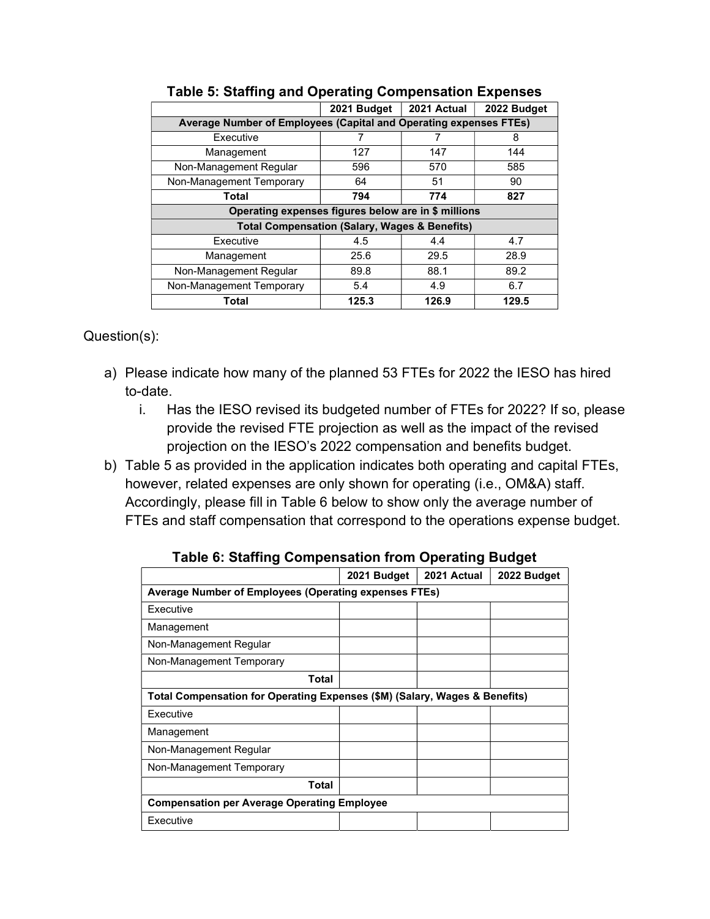**Table 5: Staffing and Operating Compensation Expenses**

| | 2021 Budget | 2021 Actual | 2022 Budget |
|---|---|---|---|
| **Average Number of Employees (Capital and Operating expenses FTEs)** | | | |
| Executive | 7 | 7 | 8 |
| Management | 127 | 147 | 144 |
| Non-Management Regular | 596 | 570 | 585 |
| Non-Management Temporary | 64 | 51 | 90 |
| **Total** | **794** | **774** | **827** |
| **Operating expenses figures below are in $ millions** | | | |
| **Total Compensation (Salary, Wages & Benefits)** | | | |
| Executive | 4.5 | 4.4 | 4.7 |
| Management | 25.6 | 29.5 | 28.9 |
| Non-Management Regular | 89.8 | 88.1 | 89.2 |
| Non-Management Temporary | 5.4 | 4.9 | 6.7 |
| **Total** | **125.3** | **126.9** | **129.5** |

Question(s):

a) Please indicate how many of the planned 53 FTEs for 2022 the IESO has hired to-date.

   i. Has the IESO revised its budgeted number of FTEs for 2022? If so, please provide the revised FTE projection as well as the impact of the revised projection on the IESO's 2022 compensation and benefits budget.

b) Table 5 as provided in the application indicates both operating and capital FTEs, however, related expenses are only shown for operating (i.e., OM&A) staff. Accordingly, please fill in Table 6 below to show only the average number of FTEs and staff compensation that correspond to the operations expense budget.

**Table 6: Staffing Compensation from Operating Budget**

| | 2021 Budget | 2021 Actual | 2022 Budget |
|---|---|---|---|
| **Average Number of Employees (Operating expenses FTEs)** | | | |
| Executive | | | |
| Management | | | |
| Non-Management Regular | | | |
| Non-Management Temporary | | | |
| **Total** | | | |
| **Total Compensation for Operating Expenses ($M) (Salary, Wages & Benefits)** | | | |
| Executive | | | |
| Management | | | |
| Non-Management Regular | | | |
| Non-Management Temporary | | | |
| **Total** | | | |
| **Compensation per Average Operating Employee** | | | |
| Executive | | | |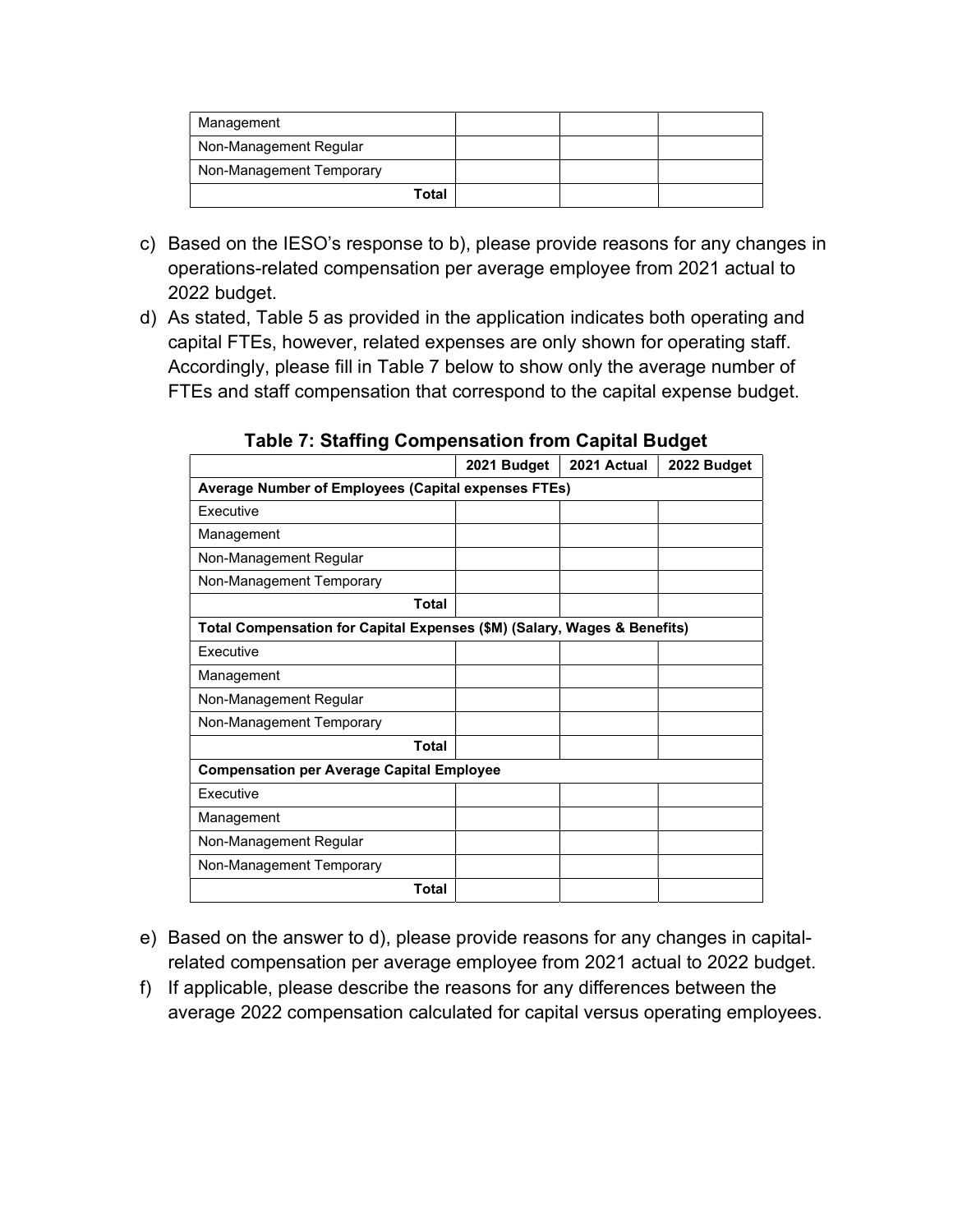| | | | |
|---|---|---|---|
| Management | | | |
| Non-Management Regular | | | |
| Non-Management Temporary | | | |
| **Total** | | | |

c) Based on the IESO's response to b), please provide reasons for any changes in operations-related compensation per average employee from 2021 actual to 2022 budget.

d) As stated, Table 5 as provided in the application indicates both operating and capital FTEs, however, related expenses are only shown for operating staff. Accordingly, please fill in Table 7 below to show only the average number of FTEs and staff compensation that correspond to the capital expense budget.

**Table 7: Staffing Compensation from Capital Budget**

| | 2021 Budget | 2021 Actual | 2022 Budget |
|---|---|---|---|
| **Average Number of Employees (Capital expenses FTEs)** | | | |
| Executive | | | |
| Management | | | |
| Non-Management Regular | | | |
| Non-Management Temporary | | | |
| **Total** | | | |
| **Total Compensation for Capital Expenses ($M) (Salary, Wages & Benefits)** | | | |
| Executive | | | |
| Management | | | |
| Non-Management Regular | | | |
| Non-Management Temporary | | | |
| **Total** | | | |
| **Compensation per Average Capital Employee** | | | |
| Executive | | | |
| Management | | | |
| Non-Management Regular | | | |
| Non-Management Temporary | | | |
| **Total** | | | |

e) Based on the answer to d), please provide reasons for any changes in capital-related compensation per average employee from 2021 actual to 2022 budget.

f) If applicable, please describe the reasons for any differences between the average 2022 compensation calculated for capital versus operating employees.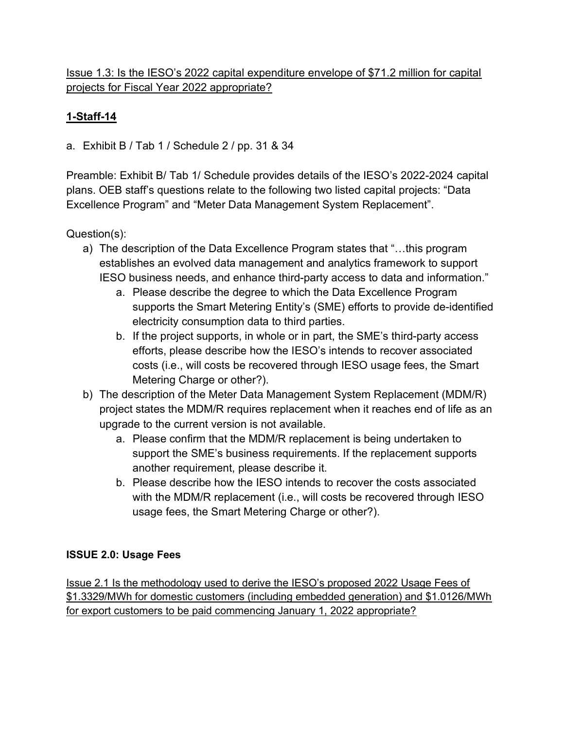<u>Issue 1.3: Is the IESO's 2022 capital expenditure envelope of $71.2 million for capital projects for Fiscal Year 2022 appropriate?</u>

## <u>1-Staff-14</u>

a. Exhibit B / Tab 1 / Schedule 2 / pp. 31 & 34

Preamble: Exhibit B/ Tab 1/ Schedule provides details of the IESO's 2022-2024 capital plans. OEB staff's questions relate to the following two listed capital projects: "Data Excellence Program" and "Meter Data Management System Replacement".

Question(s):

a) The description of the Data Excellence Program states that "…this program establishes an evolved data management and analytics framework to support IESO business needs, and enhance third-party access to data and information."
   a. Please describe the degree to which the Data Excellence Program supports the Smart Metering Entity's (SME) efforts to provide de-identified electricity consumption data to third parties.
   b. If the project supports, in whole or in part, the SME's third-party access efforts, please describe how the IESO's intends to recover associated costs (i.e., will costs be recovered through IESO usage fees, the Smart Metering Charge or other?).
b) The description of the Meter Data Management System Replacement (MDM/R) project states the MDM/R requires replacement when it reaches end of life as an upgrade to the current version is not available.
   a. Please confirm that the MDM/R replacement is being undertaken to support the SME's business requirements. If the replacement supports another requirement, please describe it.
   b. Please describe how the IESO intends to recover the costs associated with the MDM/R replacement (i.e., will costs be recovered through IESO usage fees, the Smart Metering Charge or other?).

## ISSUE 2.0: Usage Fees

<u>Issue 2.1 Is the methodology used to derive the IESO's proposed 2022 Usage Fees of $1.3329/MWh for domestic customers (including embedded generation) and $1.0126/MWh for export customers to be paid commencing January 1, 2022 appropriate?</u>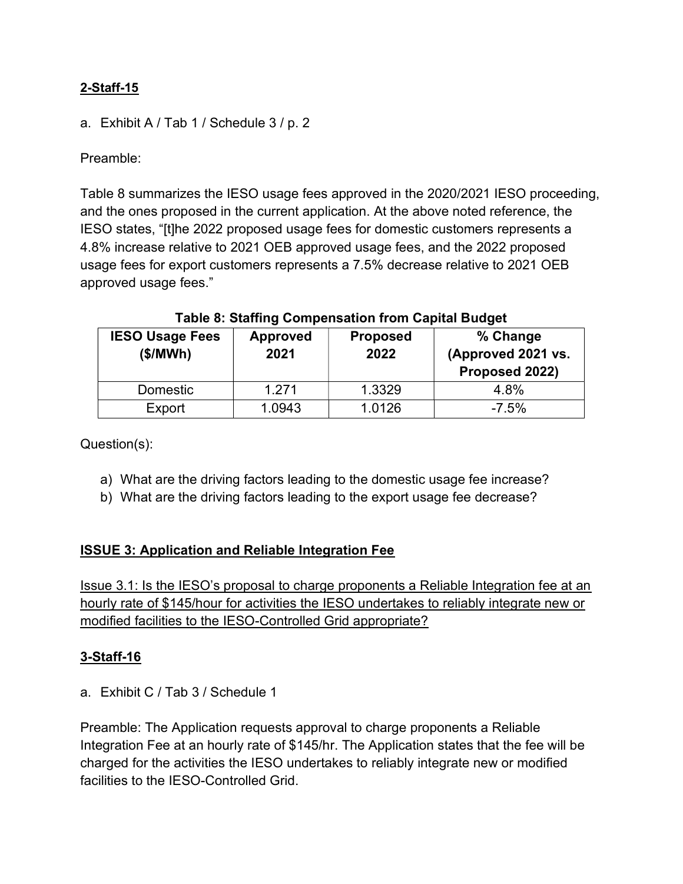**2-Staff-15**

a. Exhibit A / Tab 1 / Schedule 3 / p. 2

Preamble:

Table 8 summarizes the IESO usage fees approved in the 2020/2021 IESO proceeding, and the ones proposed in the current application. At the above noted reference, the IESO states, "[t]he 2022 proposed usage fees for domestic customers represents a 4.8% increase relative to 2021 OEB approved usage fees, and the 2022 proposed usage fees for export customers represents a 7.5% decrease relative to 2021 OEB approved usage fees."

**Table 8: Staffing Compensation from Capital Budget**

| IESO Usage Fees ($/MWh) | Approved 2021 | Proposed 2022 | % Change (Approved 2021 vs. Proposed 2022) |
|---|---|---|---|
| Domestic | 1.271 | 1.3329 | 4.8% |
| Export | 1.0943 | 1.0126 | -7.5% |

Question(s):

a) What are the driving factors leading to the domestic usage fee increase?
b) What are the driving factors leading to the export usage fee decrease?

**ISSUE 3: Application and Reliable Integration Fee**

Issue 3.1: Is the IESO's proposal to charge proponents a Reliable Integration fee at an hourly rate of $145/hour for activities the IESO undertakes to reliably integrate new or modified facilities to the IESO-Controlled Grid appropriate?

**3-Staff-16**

a. Exhibit C / Tab 3 / Schedule 1

Preamble: The Application requests approval to charge proponents a Reliable Integration Fee at an hourly rate of $145/hr. The Application states that the fee will be charged for the activities the IESO undertakes to reliably integrate new or modified facilities to the IESO-Controlled Grid.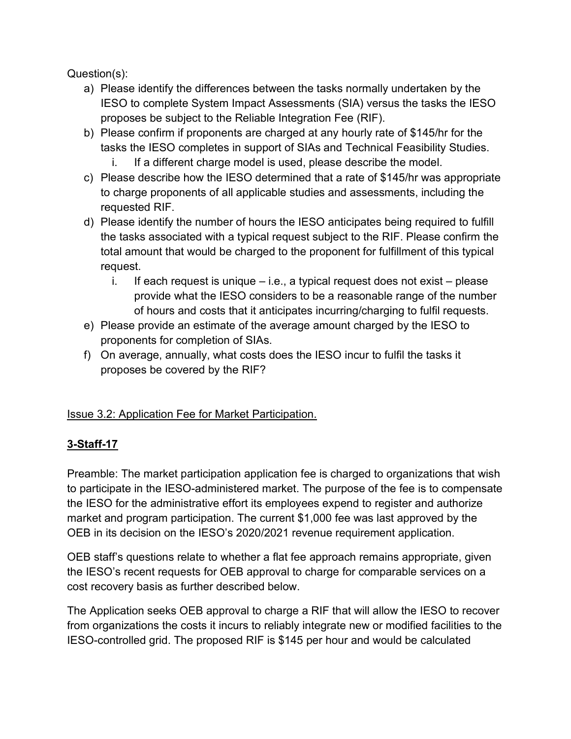Question(s):

a) Please identify the differences between the tasks normally undertaken by the IESO to complete System Impact Assessments (SIA) versus the tasks the IESO proposes be subject to the Reliable Integration Fee (RIF).

b) Please confirm if proponents are charged at any hourly rate of $145/hr for the tasks the IESO completes in support of SIAs and Technical Feasibility Studies.

   i. If a different charge model is used, please describe the model.

c) Please describe how the IESO determined that a rate of $145/hr was appropriate to charge proponents of all applicable studies and assessments, including the requested RIF.

d) Please identify the number of hours the IESO anticipates being required to fulfill the tasks associated with a typical request subject to the RIF. Please confirm the total amount that would be charged to the proponent for fulfillment of this typical request.

   i. If each request is unique – i.e., a typical request does not exist – please provide what the IESO considers to be a reasonable range of the number of hours and costs that it anticipates incurring/charging to fulfil requests.

e) Please provide an estimate of the average amount charged by the IESO to proponents for completion of SIAs.

f) On average, annually, what costs does the IESO incur to fulfil the tasks it proposes be covered by the RIF?

<u>Issue 3.2: Application Fee for Market Participation.</u>

**<u>3-Staff-17</u>**

Preamble: The market participation application fee is charged to organizations that wish to participate in the IESO-administered market. The purpose of the fee is to compensate the IESO for the administrative effort its employees expend to register and authorize market and program participation. The current $1,000 fee was last approved by the OEB in its decision on the IESO's 2020/2021 revenue requirement application.

OEB staff's questions relate to whether a flat fee approach remains appropriate, given the IESO's recent requests for OEB approval to charge for comparable services on a cost recovery basis as further described below.

The Application seeks OEB approval to charge a RIF that will allow the IESO to recover from organizations the costs it incurs to reliably integrate new or modified facilities to the IESO-controlled grid. The proposed RIF is $145 per hour and would be calculated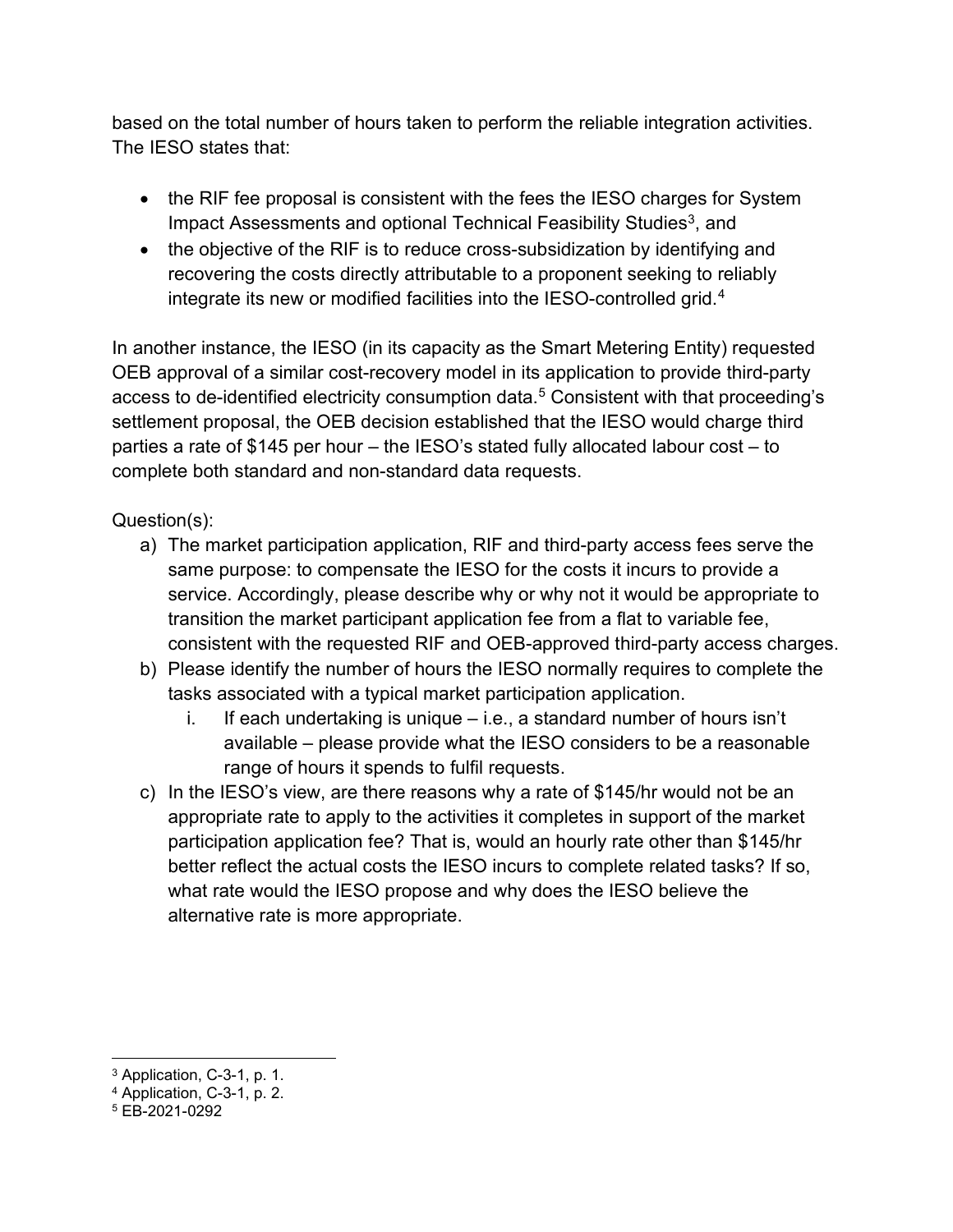based on the total number of hours taken to perform the reliable integration activities. The IESO states that:

- the RIF fee proposal is consistent with the fees the IESO charges for System Impact Assessments and optional Technical Feasibility Studies[3], and
- the objective of the RIF is to reduce cross-subsidization by identifying and recovering the costs directly attributable to a proponent seeking to reliably integrate its new or modified facilities into the IESO-controlled grid.[4]

In another instance, the IESO (in its capacity as the Smart Metering Entity) requested OEB approval of a similar cost-recovery model in its application to provide third-party access to de-identified electricity consumption data.[5] Consistent with that proceeding's settlement proposal, the OEB decision established that the IESO would charge third parties a rate of $145 per hour – the IESO's stated fully allocated labour cost – to complete both standard and non-standard data requests.

Question(s):

a) The market participation application, RIF and third-party access fees serve the same purpose: to compensate the IESO for the costs it incurs to provide a service. Accordingly, please describe why or why not it would be appropriate to transition the market participant application fee from a flat to variable fee, consistent with the requested RIF and OEB-approved third-party access charges.

b) Please identify the number of hours the IESO normally requires to complete the tasks associated with a typical market participation application.

   i. If each undertaking is unique – i.e., a standard number of hours isn't available – please provide what the IESO considers to be a reasonable range of hours it spends to fulfil requests.

c) In the IESO's view, are there reasons why a rate of $145/hr would not be an appropriate rate to apply to the activities it completes in support of the market participation application fee? That is, would an hourly rate other than $145/hr better reflect the actual costs the IESO incurs to complete related tasks? If so, what rate would the IESO propose and why does the IESO believe the alternative rate is more appropriate.

---

[3] Application, C-3-1, p. 1.

[4] Application, C-3-1, p. 2.

[5] EB-2021-0292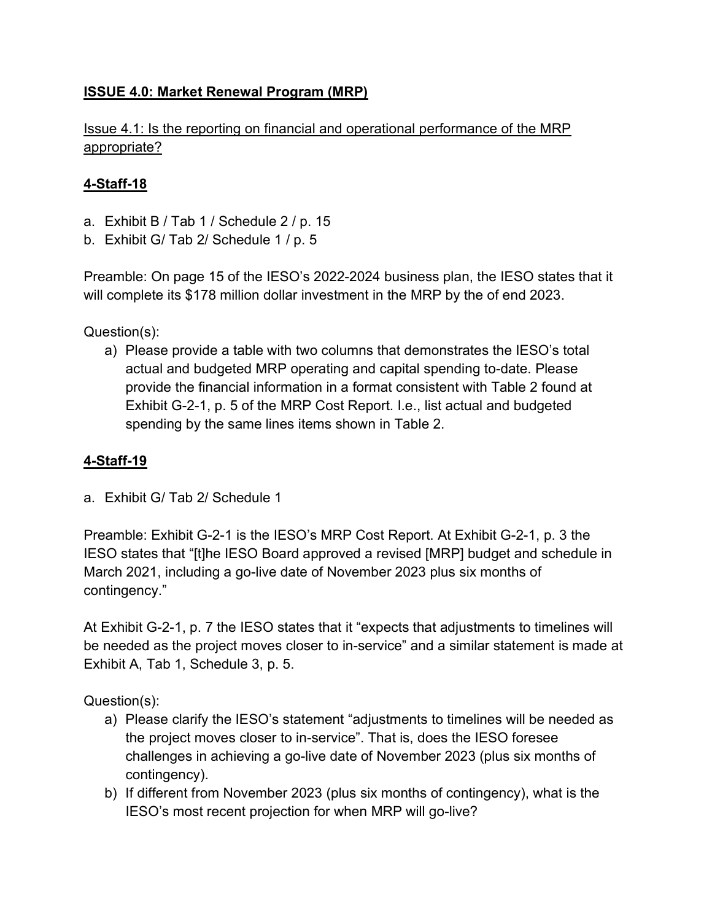**ISSUE 4.0: Market Renewal Program (MRP)**

Issue 4.1: Is the reporting on financial and operational performance of the MRP appropriate?

**4-Staff-18**

a. Exhibit B / Tab 1 / Schedule 2 / p. 15
b. Exhibit G/ Tab 2/ Schedule 1 / p. 5

Preamble: On page 15 of the IESO's 2022-2024 business plan, the IESO states that it will complete its $178 million dollar investment in the MRP by the of end 2023.

Question(s):

a) Please provide a table with two columns that demonstrates the IESO's total actual and budgeted MRP operating and capital spending to-date. Please provide the financial information in a format consistent with Table 2 found at Exhibit G-2-1, p. 5 of the MRP Cost Report. I.e., list actual and budgeted spending by the same lines items shown in Table 2.

**4-Staff-19**

a. Exhibit G/ Tab 2/ Schedule 1

Preamble: Exhibit G-2-1 is the IESO's MRP Cost Report. At Exhibit G-2-1, p. 3 the IESO states that "[t]he IESO Board approved a revised [MRP] budget and schedule in March 2021, including a go-live date of November 2023 plus six months of contingency."

At Exhibit G-2-1, p. 7 the IESO states that it "expects that adjustments to timelines will be needed as the project moves closer to in-service" and a similar statement is made at Exhibit A, Tab 1, Schedule 3, p. 5.

Question(s):

a) Please clarify the IESO's statement "adjustments to timelines will be needed as the project moves closer to in-service". That is, does the IESO foresee challenges in achieving a go-live date of November 2023 (plus six months of contingency).
b) If different from November 2023 (plus six months of contingency), what is the IESO's most recent projection for when MRP will go-live?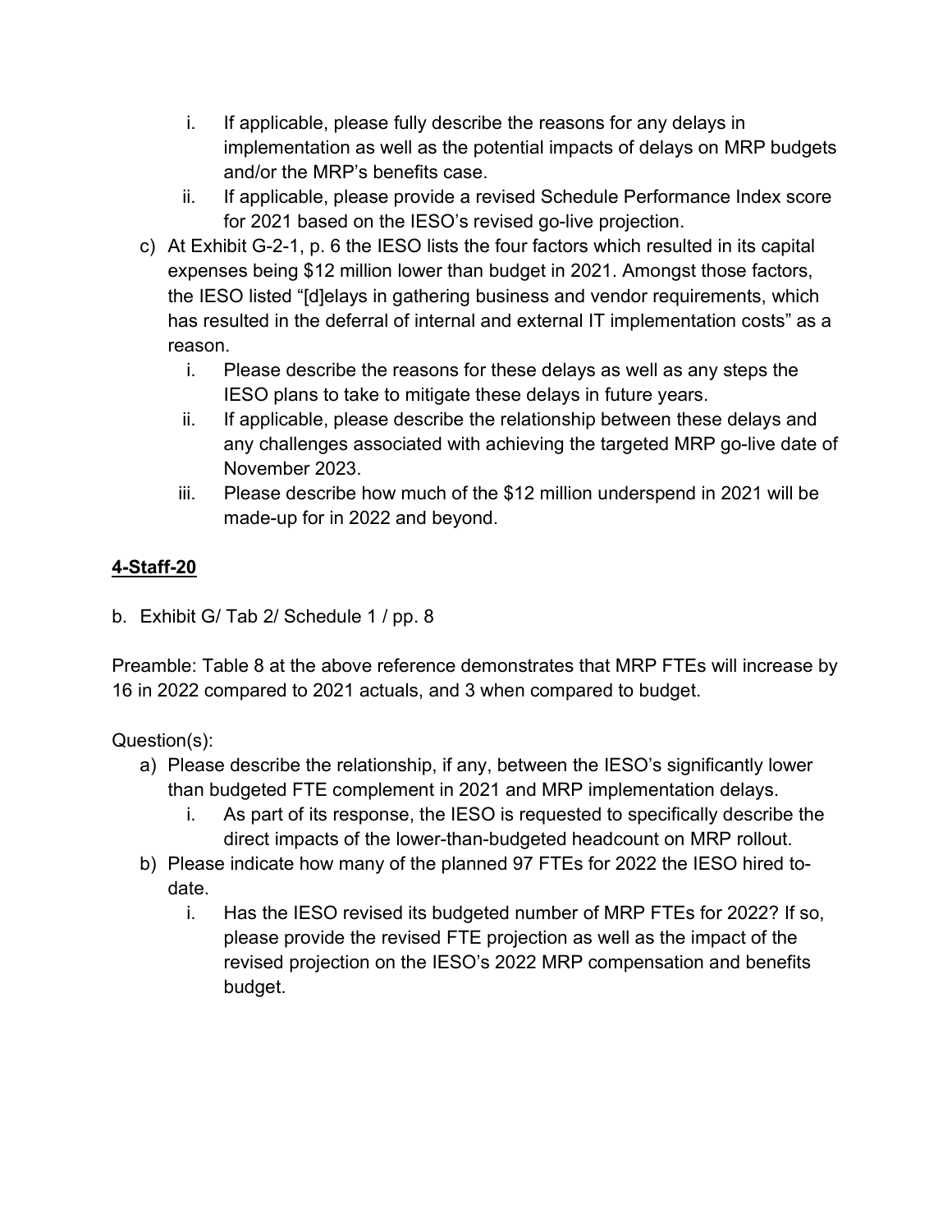i. If applicable, please fully describe the reasons for any delays in implementation as well as the potential impacts of delays on MRP budgets and/or the MRP's benefits case.
   ii. If applicable, please provide a revised Schedule Performance Index score for 2021 based on the IESO's revised go-live projection.

c) At Exhibit G-2-1, p. 6 the IESO lists the four factors which resulted in its capital expenses being $12 million lower than budget in 2021. Amongst those factors, the IESO listed "[d]elays in gathering business and vendor requirements, which has resulted in the deferral of internal and external IT implementation costs" as a reason.
   i. Please describe the reasons for these delays as well as any steps the IESO plans to take to mitigate these delays in future years.
   ii. If applicable, please describe the relationship between these delays and any challenges associated with achieving the targeted MRP go-live date of November 2023.
   iii. Please describe how much of the $12 million underspend in 2021 will be made-up for in 2022 and beyond.

## **4-Staff-20**

b. Exhibit G/ Tab 2/ Schedule 1 / pp. 8

Preamble: Table 8 at the above reference demonstrates that MRP FTEs will increase by 16 in 2022 compared to 2021 actuals, and 3 when compared to budget.

Question(s):

a) Please describe the relationship, if any, between the IESO's significantly lower than budgeted FTE complement in 2021 and MRP implementation delays.
   i. As part of its response, the IESO is requested to specifically describe the direct impacts of the lower-than-budgeted headcount on MRP rollout.

b) Please indicate how many of the planned 97 FTEs for 2022 the IESO hired to-date.
   i. Has the IESO revised its budgeted number of MRP FTEs for 2022? If so, please provide the revised FTE projection as well as the impact of the revised projection on the IESO's 2022 MRP compensation and benefits budget.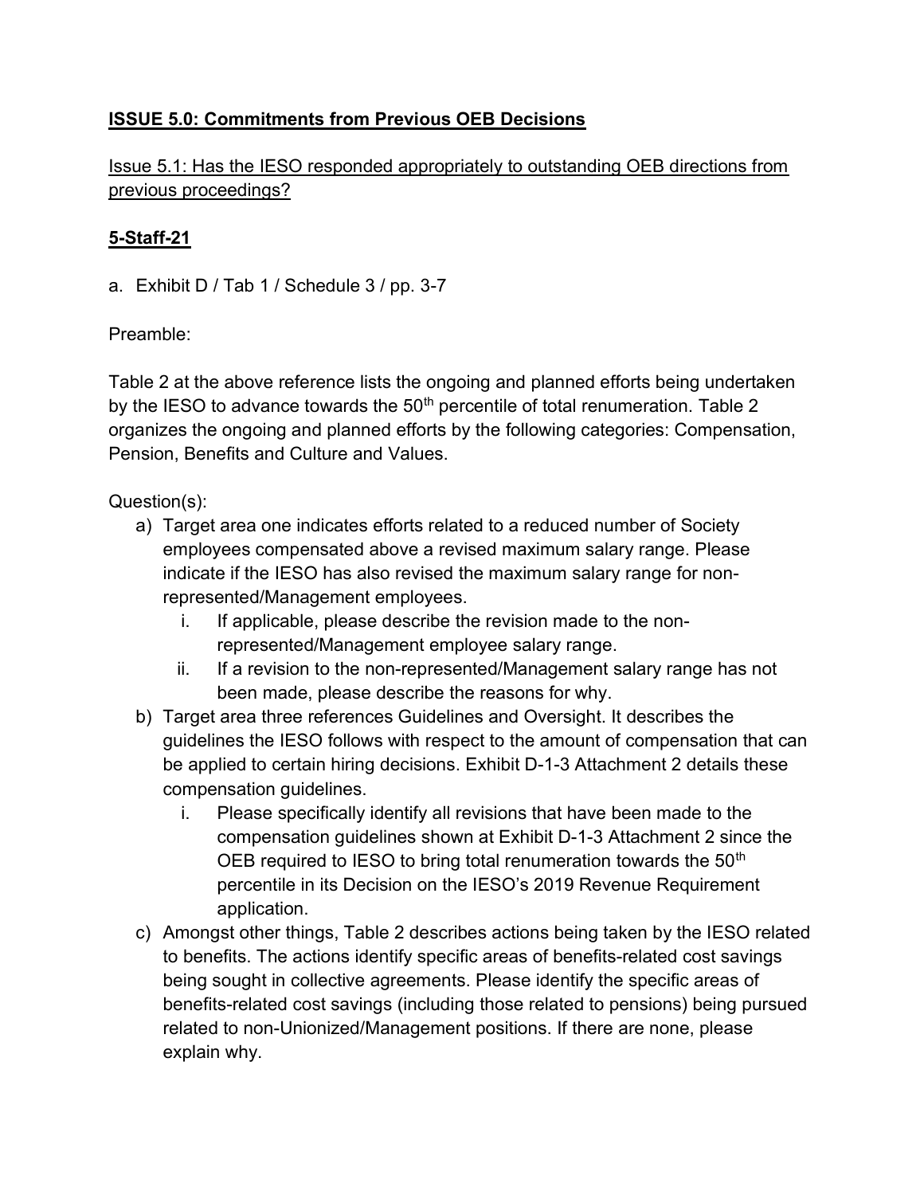**<u>ISSUE 5.0: Commitments from Previous OEB Decisions</u>**

<u>Issue 5.1: Has the IESO responded appropriately to outstanding OEB directions from previous proceedings?</u>

**<u>5-Staff-21</u>**

a. Exhibit D / Tab 1 / Schedule 3 / pp. 3-7

Preamble:

Table 2 at the above reference lists the ongoing and planned efforts being undertaken by the IESO to advance towards the 50th percentile of total renumeration. Table 2 organizes the ongoing and planned efforts by the following categories: Compensation, Pension, Benefits and Culture and Values.

Question(s):

a) Target area one indicates efforts related to a reduced number of Society employees compensated above a revised maximum salary range. Please indicate if the IESO has also revised the maximum salary range for non-represented/Management employees.
   i. If applicable, please describe the revision made to the non-represented/Management employee salary range.
   ii. If a revision to the non-represented/Management salary range has not been made, please describe the reasons for why.

b) Target area three references Guidelines and Oversight. It describes the guidelines the IESO follows with respect to the amount of compensation that can be applied to certain hiring decisions. Exhibit D-1-3 Attachment 2 details these compensation guidelines.
   i. Please specifically identify all revisions that have been made to the compensation guidelines shown at Exhibit D-1-3 Attachment 2 since the OEB required to IESO to bring total renumeration towards the 50th percentile in its Decision on the IESO's 2019 Revenue Requirement application.

c) Amongst other things, Table 2 describes actions being taken by the IESO related to benefits. The actions identify specific areas of benefits-related cost savings being sought in collective agreements. Please identify the specific areas of benefits-related cost savings (including those related to pensions) being pursued related to non-Unionized/Management positions. If there are none, please explain why.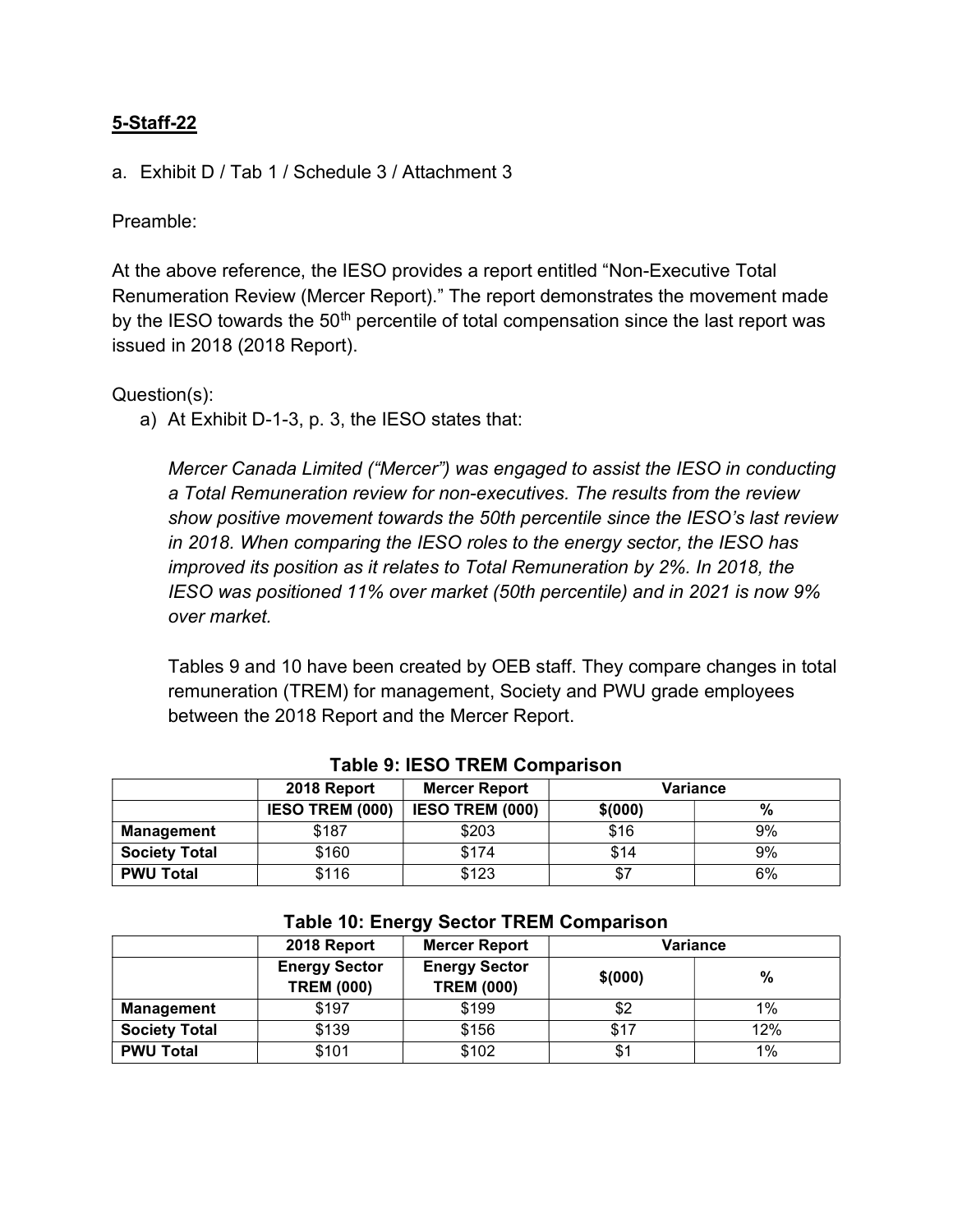**5-Staff-22**

a. Exhibit D / Tab 1 / Schedule 3 / Attachment 3

Preamble:

At the above reference, the IESO provides a report entitled "Non-Executive Total Renumeration Review (Mercer Report)." The report demonstrates the movement made by the IESO towards the 50th percentile of total compensation since the last report was issued in 2018 (2018 Report).

Question(s):

a) At Exhibit D-1-3, p. 3, the IESO states that:

*Mercer Canada Limited ("Mercer") was engaged to assist the IESO in conducting a Total Remuneration review for non-executives. The results from the review show positive movement towards the 50th percentile since the IESO's last review in 2018. When comparing the IESO roles to the energy sector, the IESO has improved its position as it relates to Total Remuneration by 2%. In 2018, the IESO was positioned 11% over market (50th percentile) and in 2021 is now 9% over market.*

Tables 9 and 10 have been created by OEB staff. They compare changes in total remuneration (TREM) for management, Society and PWU grade employees between the 2018 Report and the Mercer Report.

**Table 9: IESO TREM Comparison**

| | 2018 Report | Mercer Report | Variance | |
|---|---|---|---|---|
| | IESO TREM (000) | IESO TREM (000) | $(000) | % |
| **Management** | $187 | $203 | $16 | 9% |
| **Society Total** | $160 | $174 | $14 | 9% |
| **PWU Total** | $116 | $123 | $7 | 6% |

**Table 10: Energy Sector TREM Comparison**

| | 2018 Report | Mercer Report | Variance | |
|---|---|---|---|---|
| | Energy Sector TREM (000) | Energy Sector TREM (000) | $(000) | % |
| **Management** | $197 | $199 | $2 | 1% |
| **Society Total** | $139 | $156 | $17 | 12% |
| **PWU Total** | $101 | $102 | $1 | 1% |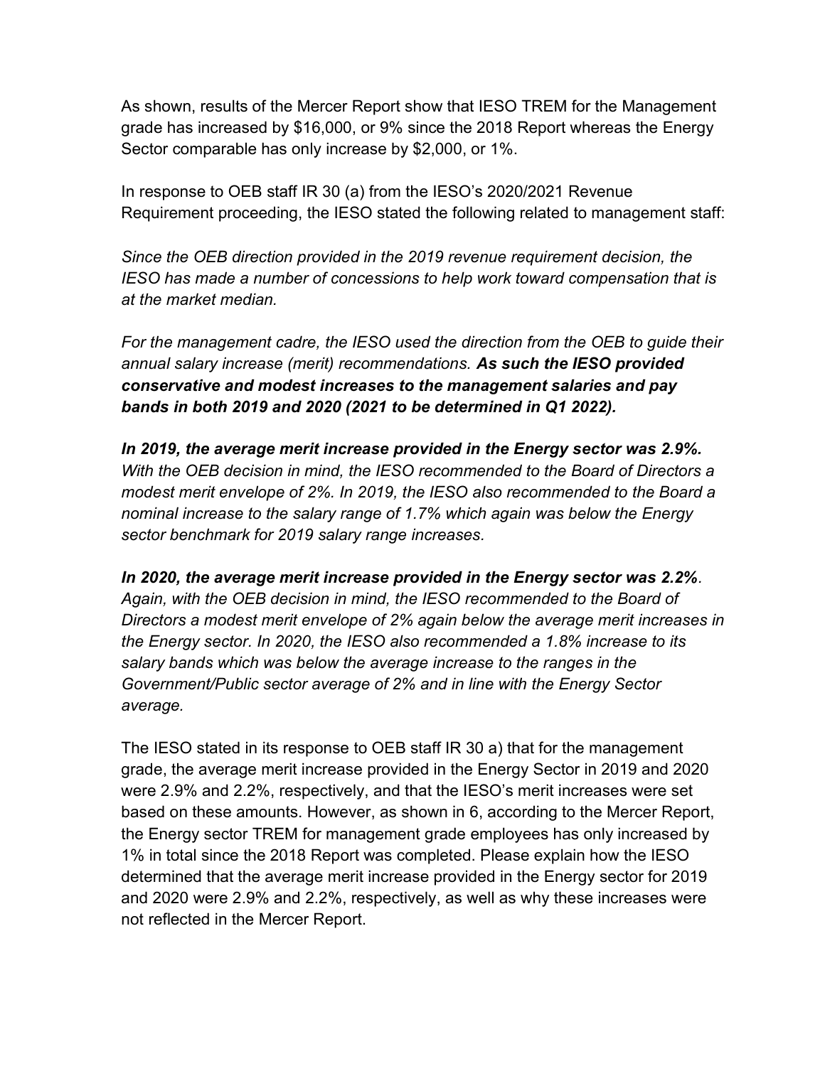As shown, results of the Mercer Report show that IESO TREM for the Management grade has increased by $16,000, or 9% since the 2018 Report whereas the Energy Sector comparable has only increase by $2,000, or 1%.

In response to OEB staff IR 30 (a) from the IESO's 2020/2021 Revenue Requirement proceeding, the IESO stated the following related to management staff:

*Since the OEB direction provided in the 2019 revenue requirement decision, the IESO has made a number of concessions to help work toward compensation that is at the market median.*

*For the management cadre, the IESO used the direction from the OEB to guide their annual salary increase (merit) recommendations.* ***As such the IESO provided conservative and modest increases to the management salaries and pay bands in both 2019 and 2020 (2021 to be determined in Q1 2022).***

***In 2019, the average merit increase provided in the Energy sector was 2.9%.*** *With the OEB decision in mind, the IESO recommended to the Board of Directors a modest merit envelope of 2%. In 2019, the IESO also recommended to the Board a nominal increase to the salary range of 1.7% which again was below the Energy sector benchmark for 2019 salary range increases.*

***In 2020, the average merit increase provided in the Energy sector was 2.2%****. Again, with the OEB decision in mind, the IESO recommended to the Board of Directors a modest merit envelope of 2% again below the average merit increases in the Energy sector. In 2020, the IESO also recommended a 1.8% increase to its salary bands which was below the average increase to the ranges in the Government/Public sector average of 2% and in line with the Energy Sector average.*

The IESO stated in its response to OEB staff IR 30 a) that for the management grade, the average merit increase provided in the Energy Sector in 2019 and 2020 were 2.9% and 2.2%, respectively, and that the IESO's merit increases were set based on these amounts. However, as shown in 6, according to the Mercer Report, the Energy sector TREM for management grade employees has only increased by 1% in total since the 2018 Report was completed. Please explain how the IESO determined that the average merit increase provided in the Energy sector for 2019 and 2020 were 2.9% and 2.2%, respectively, as well as why these increases were not reflected in the Mercer Report.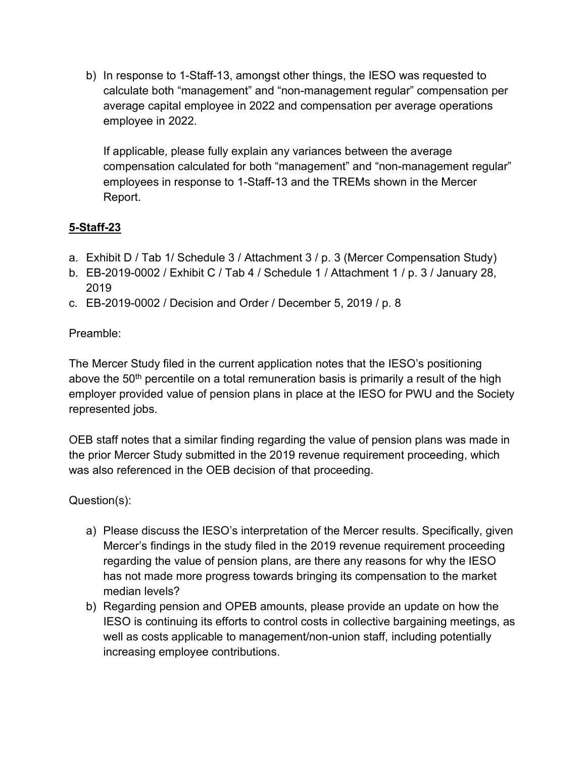b) In response to 1-Staff-13, amongst other things, the IESO was requested to calculate both "management" and "non-management regular" compensation per average capital employee in 2022 and compensation per average operations employee in 2022.

   If applicable, please fully explain any variances between the average compensation calculated for both "management" and "non-management regular" employees in response to 1-Staff-13 and the TREMs shown in the Mercer Report.

## 5-Staff-23

a. Exhibit D / Tab 1/ Schedule 3 / Attachment 3 / p. 3 (Mercer Compensation Study)
b. EB-2019-0002 / Exhibit C / Tab 4 / Schedule 1 / Attachment 1 / p. 3 / January 28, 2019
c. EB-2019-0002 / Decision and Order / December 5, 2019 / p. 8

Preamble:

The Mercer Study filed in the current application notes that the IESO's positioning above the 50th percentile on a total remuneration basis is primarily a result of the high employer provided value of pension plans in place at the IESO for PWU and the Society represented jobs.

OEB staff notes that a similar finding regarding the value of pension plans was made in the prior Mercer Study submitted in the 2019 revenue requirement proceeding, which was also referenced in the OEB decision of that proceeding.

Question(s):

a) Please discuss the IESO's interpretation of the Mercer results. Specifically, given Mercer's findings in the study filed in the 2019 revenue requirement proceeding regarding the value of pension plans, are there any reasons for why the IESO has not made more progress towards bringing its compensation to the market median levels?
b) Regarding pension and OPEB amounts, please provide an update on how the IESO is continuing its efforts to control costs in collective bargaining meetings, as well as costs applicable to management/non-union staff, including potentially increasing employee contributions.